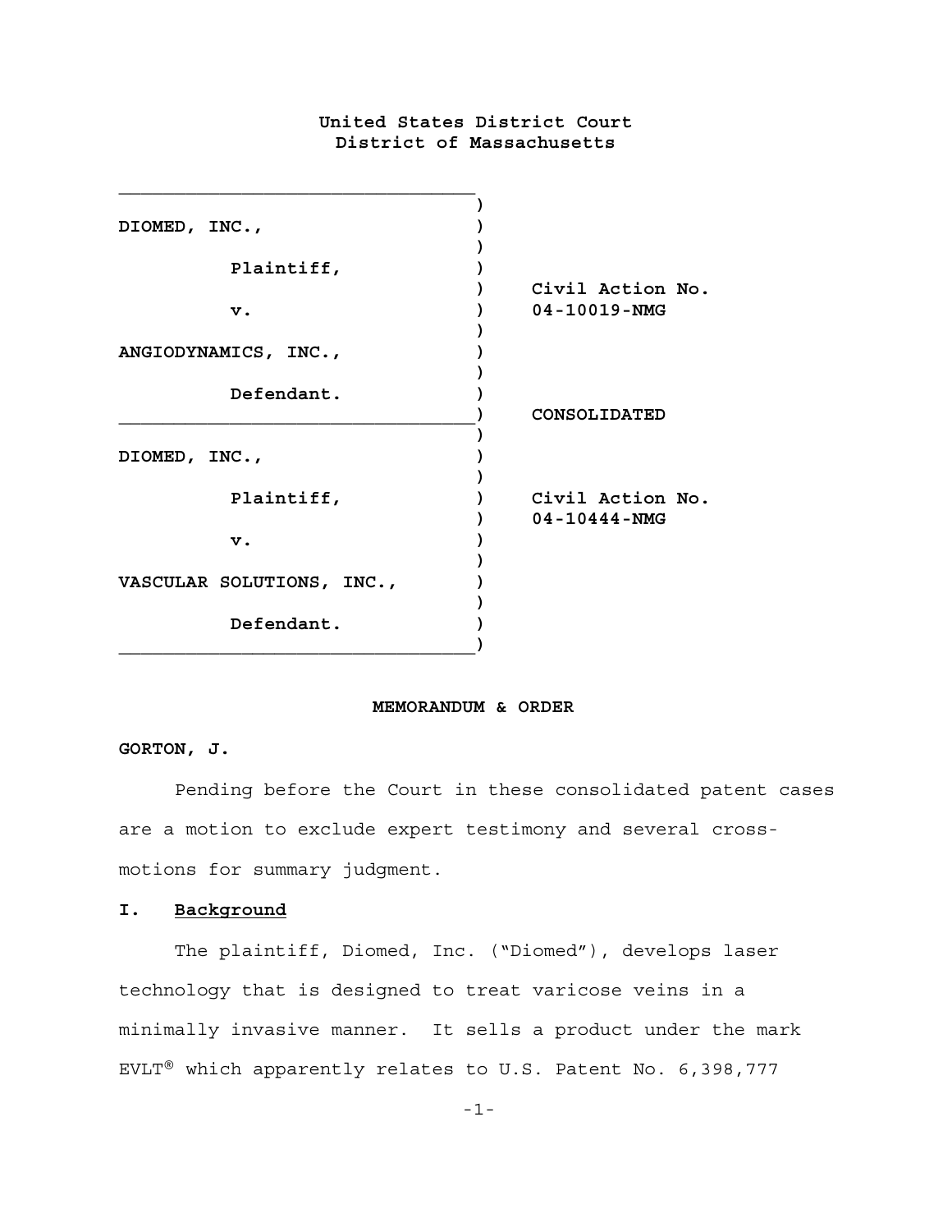**United States District Court**
**District of Massachusetts**

| | |
|---|---|
| **DIOMED, INC.,** | |
| **Plaintiff,** | **Civil Action No. 04-10019-NMG** |
| **v.** | |
| **ANGIODYNAMICS, INC.,** | |
| **Defendant.** | **CONSOLIDATED** |
| **DIOMED, INC.,** | |
| **Plaintiff,** | **Civil Action No. 04-10444-NMG** |
| **v.** | |
| **VASCULAR SOLUTIONS, INC.,** | |
| **Defendant.** | |

**MEMORANDUM & ORDER**

**GORTON, J.**

Pending before the Court in these consolidated patent cases are a motion to exclude expert testimony and several cross-motions for summary judgment.

## I. Background

The plaintiff, Diomed, Inc. ("Diomed"), develops laser technology that is designed to treat varicose veins in a minimally invasive manner. It sells a product under the mark EVLT® which apparently relates to U.S. Patent No. 6,398,777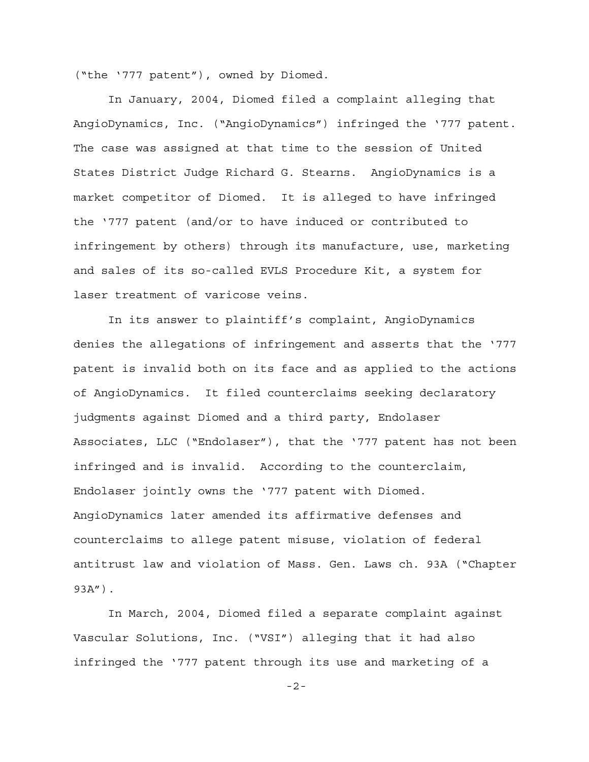("the '777 patent"), owned by Diomed.

In January, 2004, Diomed filed a complaint alleging that AngioDynamics, Inc. ("AngioDynamics") infringed the '777 patent. The case was assigned at that time to the session of United States District Judge Richard G. Stearns. AngioDynamics is a market competitor of Diomed. It is alleged to have infringed the '777 patent (and/or to have induced or contributed to infringement by others) through its manufacture, use, marketing and sales of its so-called EVLS Procedure Kit, a system for laser treatment of varicose veins.

In its answer to plaintiff's complaint, AngioDynamics denies the allegations of infringement and asserts that the '777 patent is invalid both on its face and as applied to the actions of AngioDynamics. It filed counterclaims seeking declaratory judgments against Diomed and a third party, Endolaser Associates, LLC ("Endolaser"), that the '777 patent has not been infringed and is invalid. According to the counterclaim, Endolaser jointly owns the '777 patent with Diomed. AngioDynamics later amended its affirmative defenses and counterclaims to allege patent misuse, violation of federal antitrust law and violation of Mass. Gen. Laws ch. 93A ("Chapter 93A").

In March, 2004, Diomed filed a separate complaint against Vascular Solutions, Inc. ("VSI") alleging that it had also infringed the '777 patent through its use and marketing of a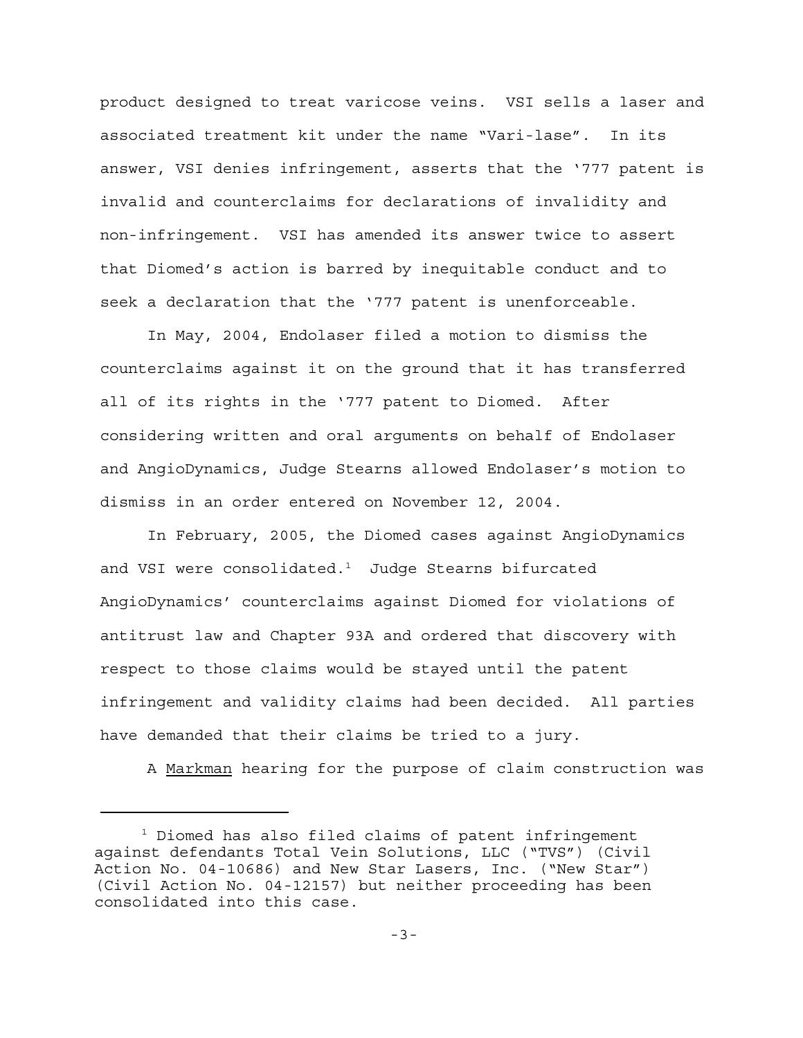product designed to treat varicose veins. VSI sells a laser and associated treatment kit under the name "Vari-lase". In its answer, VSI denies infringement, asserts that the '777 patent is invalid and counterclaims for declarations of invalidity and non-infringement. VSI has amended its answer twice to assert that Diomed's action is barred by inequitable conduct and to seek a declaration that the '777 patent is unenforceable.

In May, 2004, Endolaser filed a motion to dismiss the counterclaims against it on the ground that it has transferred all of its rights in the '777 patent to Diomed. After considering written and oral arguments on behalf of Endolaser and AngioDynamics, Judge Stearns allowed Endolaser's motion to dismiss in an order entered on November 12, 2004.

In February, 2005, the Diomed cases against AngioDynamics and VSI were consolidated.[1] Judge Stearns bifurcated AngioDynamics' counterclaims against Diomed for violations of antitrust law and Chapter 93A and ordered that discovery with respect to those claims would be stayed until the patent infringement and validity claims had been decided. All parties have demanded that their claims be tried to a jury.

A Markman hearing for the purpose of claim construction was

[1] Diomed has also filed claims of patent infringement against defendants Total Vein Solutions, LLC ("TVS") (Civil Action No. 04-10686) and New Star Lasers, Inc. ("New Star") (Civil Action No. 04-12157) but neither proceeding has been consolidated into this case.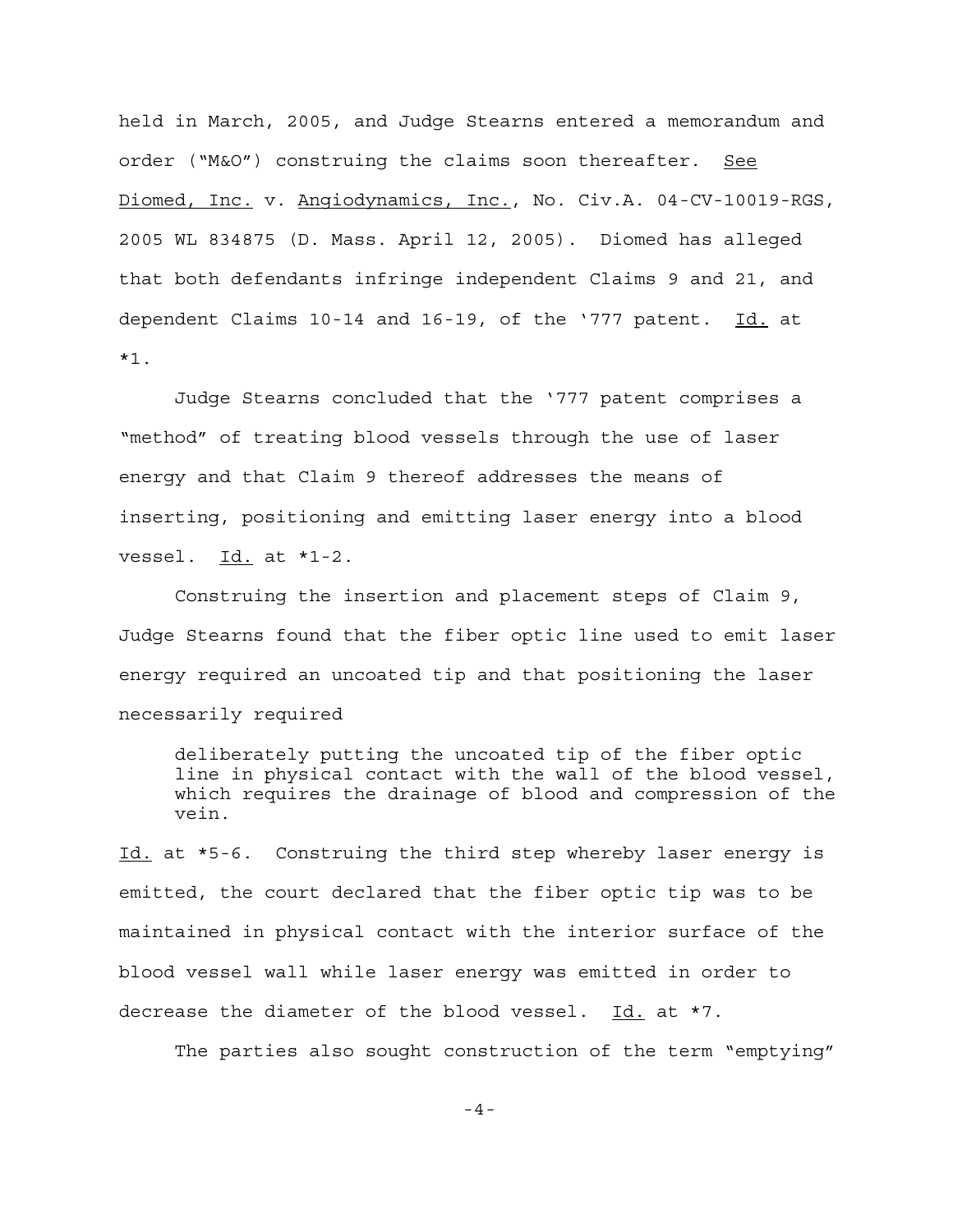held in March, 2005, and Judge Stearns entered a memorandum and order ("M&O") construing the claims soon thereafter. See Diomed, Inc. v. Angiodynamics, Inc., No. Civ.A. 04-CV-10019-RGS, 2005 WL 834875 (D. Mass. April 12, 2005). Diomed has alleged that both defendants infringe independent Claims 9 and 21, and dependent Claims 10-14 and 16-19, of the '777 patent. Id. at *1.

Judge Stearns concluded that the '777 patent comprises a "method" of treating blood vessels through the use of laser energy and that Claim 9 thereof addresses the means of inserting, positioning and emitting laser energy into a blood vessel. Id. at *1-2.

Construing the insertion and placement steps of Claim 9, Judge Stearns found that the fiber optic line used to emit laser energy required an uncoated tip and that positioning the laser necessarily required

> deliberately putting the uncoated tip of the fiber optic line in physical contact with the wall of the blood vessel, which requires the drainage of blood and compression of the vein.

Id. at *5-6. Construing the third step whereby laser energy is emitted, the court declared that the fiber optic tip was to be maintained in physical contact with the interior surface of the blood vessel wall while laser energy was emitted in order to decrease the diameter of the blood vessel. Id. at *7.

The parties also sought construction of the term "emptying"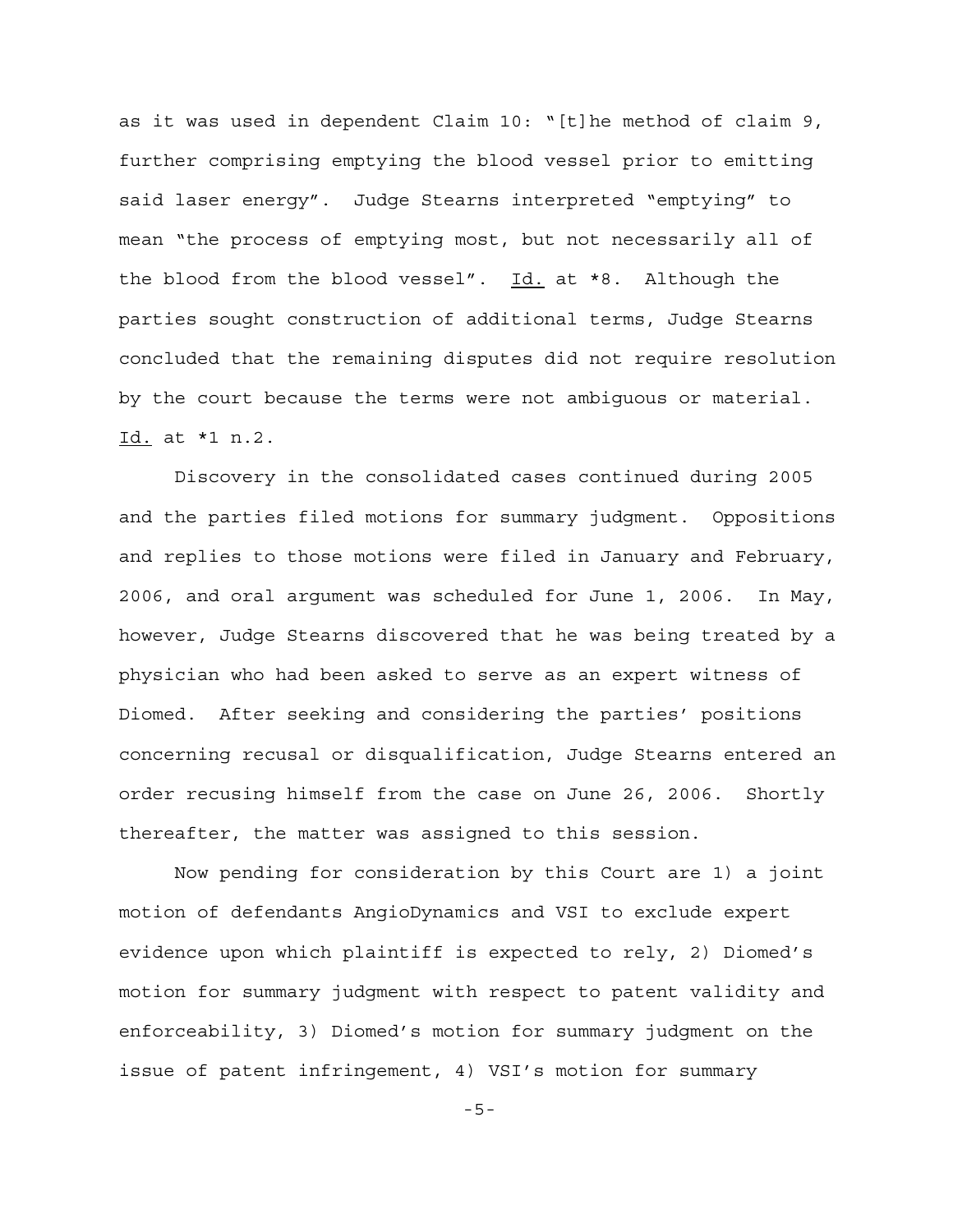as it was used in dependent Claim 10: "[t]he method of claim 9, further comprising emptying the blood vessel prior to emitting said laser energy". Judge Stearns interpreted "emptying" to mean "the process of emptying most, but not necessarily all of the blood from the blood vessel". Id. at *8. Although the parties sought construction of additional terms, Judge Stearns concluded that the remaining disputes did not require resolution by the court because the terms were not ambiguous or material. Id. at *1 n.2.

Discovery in the consolidated cases continued during 2005 and the parties filed motions for summary judgment. Oppositions and replies to those motions were filed in January and February, 2006, and oral argument was scheduled for June 1, 2006. In May, however, Judge Stearns discovered that he was being treated by a physician who had been asked to serve as an expert witness of Diomed. After seeking and considering the parties' positions concerning recusal or disqualification, Judge Stearns entered an order recusing himself from the case on June 26, 2006. Shortly thereafter, the matter was assigned to this session.

Now pending for consideration by this Court are 1) a joint motion of defendants AngioDynamics and VSI to exclude expert evidence upon which plaintiff is expected to rely, 2) Diomed's motion for summary judgment with respect to patent validity and enforceability, 3) Diomed's motion for summary judgment on the issue of patent infringement, 4) VSI's motion for summary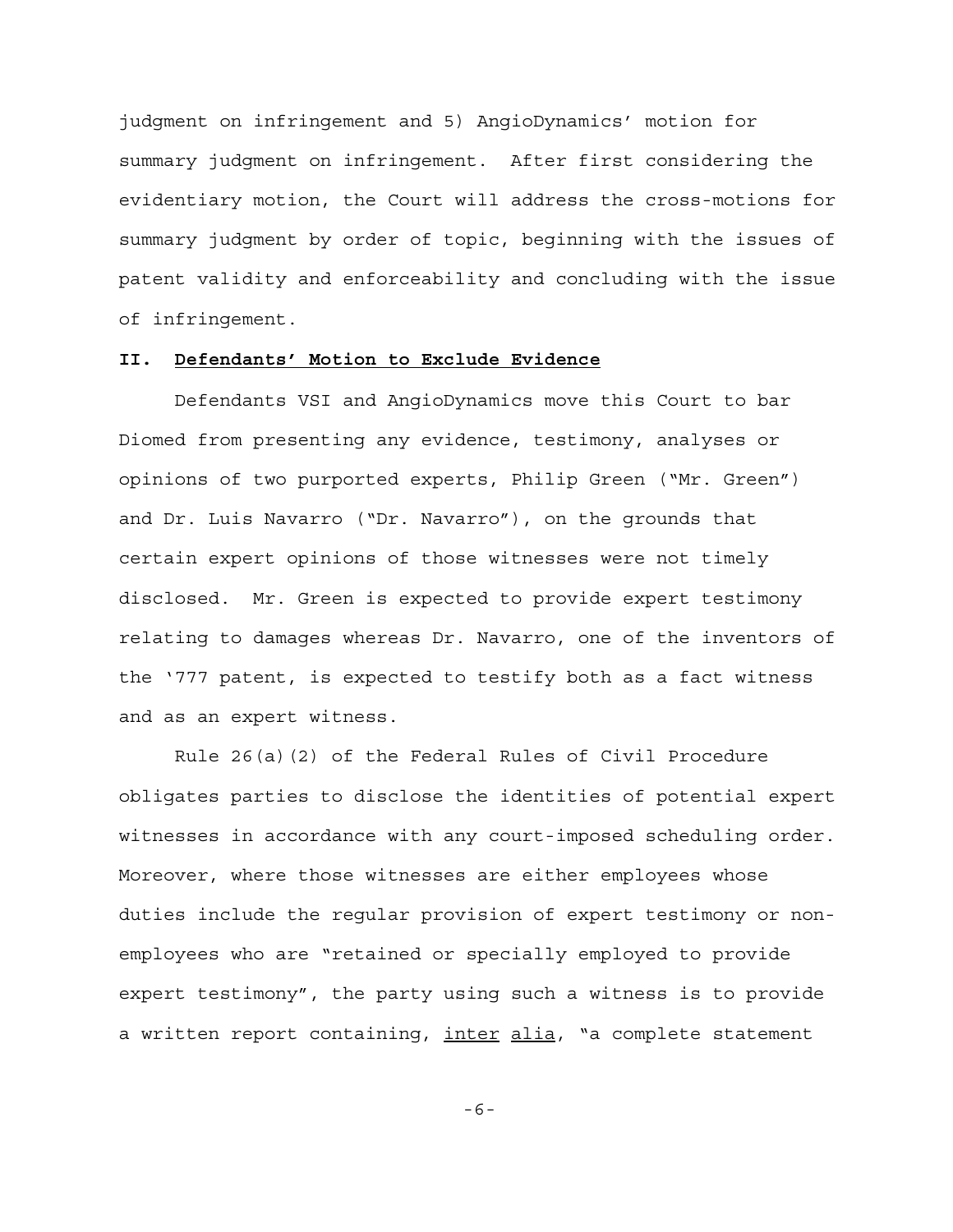judgment on infringement and 5) AngioDynamics' motion for summary judgment on infringement. After first considering the evidentiary motion, the Court will address the cross-motions for summary judgment by order of topic, beginning with the issues of patent validity and enforceability and concluding with the issue of infringement.

## II. **Defendants' Motion to Exclude Evidence**

Defendants VSI and AngioDynamics move this Court to bar Diomed from presenting any evidence, testimony, analyses or opinions of two purported experts, Philip Green ("Mr. Green") and Dr. Luis Navarro ("Dr. Navarro"), on the grounds that certain expert opinions of those witnesses were not timely disclosed. Mr. Green is expected to provide expert testimony relating to damages whereas Dr. Navarro, one of the inventors of the '777 patent, is expected to testify both as a fact witness and as an expert witness.

Rule 26(a)(2) of the Federal Rules of Civil Procedure obligates parties to disclose the identities of potential expert witnesses in accordance with any court-imposed scheduling order. Moreover, where those witnesses are either employees whose duties include the regular provision of expert testimony or non-employees who are "retained or specially employed to provide expert testimony", the party using such a witness is to provide a written report containing, inter alia, "a complete statement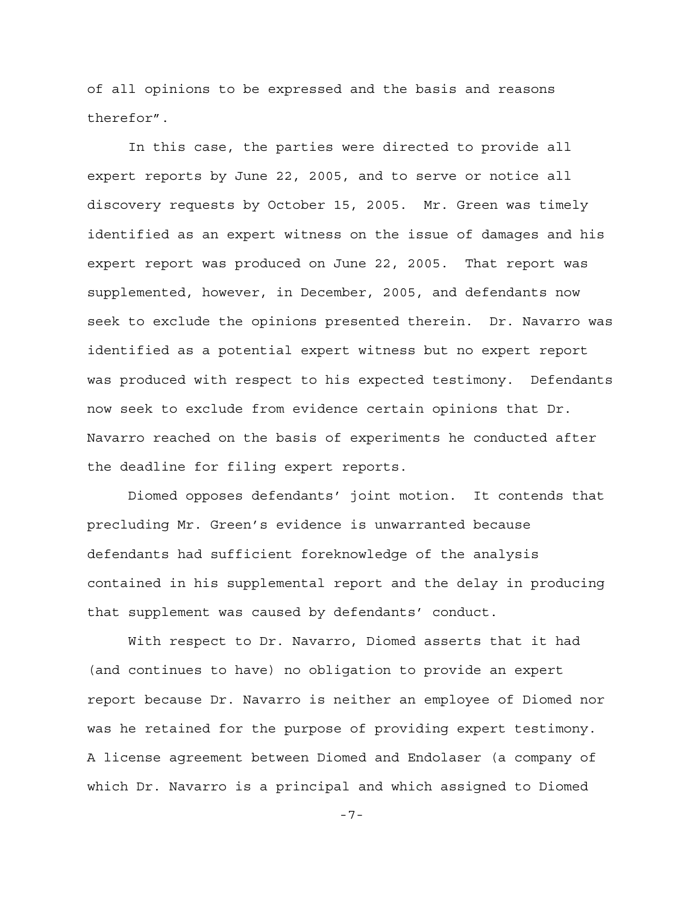of all opinions to be expressed and the basis and reasons therefor".

In this case, the parties were directed to provide all expert reports by June 22, 2005, and to serve or notice all discovery requests by October 15, 2005. Mr. Green was timely identified as an expert witness on the issue of damages and his expert report was produced on June 22, 2005. That report was supplemented, however, in December, 2005, and defendants now seek to exclude the opinions presented therein. Dr. Navarro was identified as a potential expert witness but no expert report was produced with respect to his expected testimony. Defendants now seek to exclude from evidence certain opinions that Dr. Navarro reached on the basis of experiments he conducted after the deadline for filing expert reports.

Diomed opposes defendants' joint motion. It contends that precluding Mr. Green's evidence is unwarranted because defendants had sufficient foreknowledge of the analysis contained in his supplemental report and the delay in producing that supplement was caused by defendants' conduct.

With respect to Dr. Navarro, Diomed asserts that it had (and continues to have) no obligation to provide an expert report because Dr. Navarro is neither an employee of Diomed nor was he retained for the purpose of providing expert testimony. A license agreement between Diomed and Endolaser (a company of which Dr. Navarro is a principal and which assigned to Diomed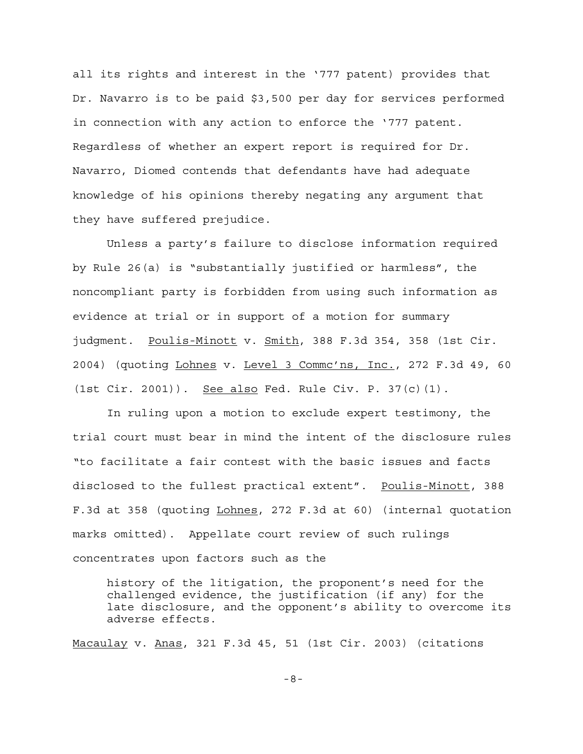all its rights and interest in the '777 patent) provides that Dr. Navarro is to be paid $3,500 per day for services performed in connection with any action to enforce the '777 patent. Regardless of whether an expert report is required for Dr. Navarro, Diomed contends that defendants have had adequate knowledge of his opinions thereby negating any argument that they have suffered prejudice.

Unless a party's failure to disclose information required by Rule 26(a) is "substantially justified or harmless", the noncompliant party is forbidden from using such information as evidence at trial or in support of a motion for summary judgment. Poulis-Minott v. Smith, 388 F.3d 354, 358 (1st Cir. 2004) (quoting Lohnes v. Level 3 Commc'ns, Inc., 272 F.3d 49, 60 (1st Cir. 2001)). See also Fed. Rule Civ. P. 37(c)(1).

In ruling upon a motion to exclude expert testimony, the trial court must bear in mind the intent of the disclosure rules "to facilitate a fair contest with the basic issues and facts disclosed to the fullest practical extent". Poulis-Minott, 388 F.3d at 358 (quoting Lohnes, 272 F.3d at 60) (internal quotation marks omitted). Appellate court review of such rulings concentrates upon factors such as the

> history of the litigation, the proponent's need for the challenged evidence, the justification (if any) for the late disclosure, and the opponent's ability to overcome its adverse effects.

Macaulay v. Anas, 321 F.3d 45, 51 (1st Cir. 2003) (citations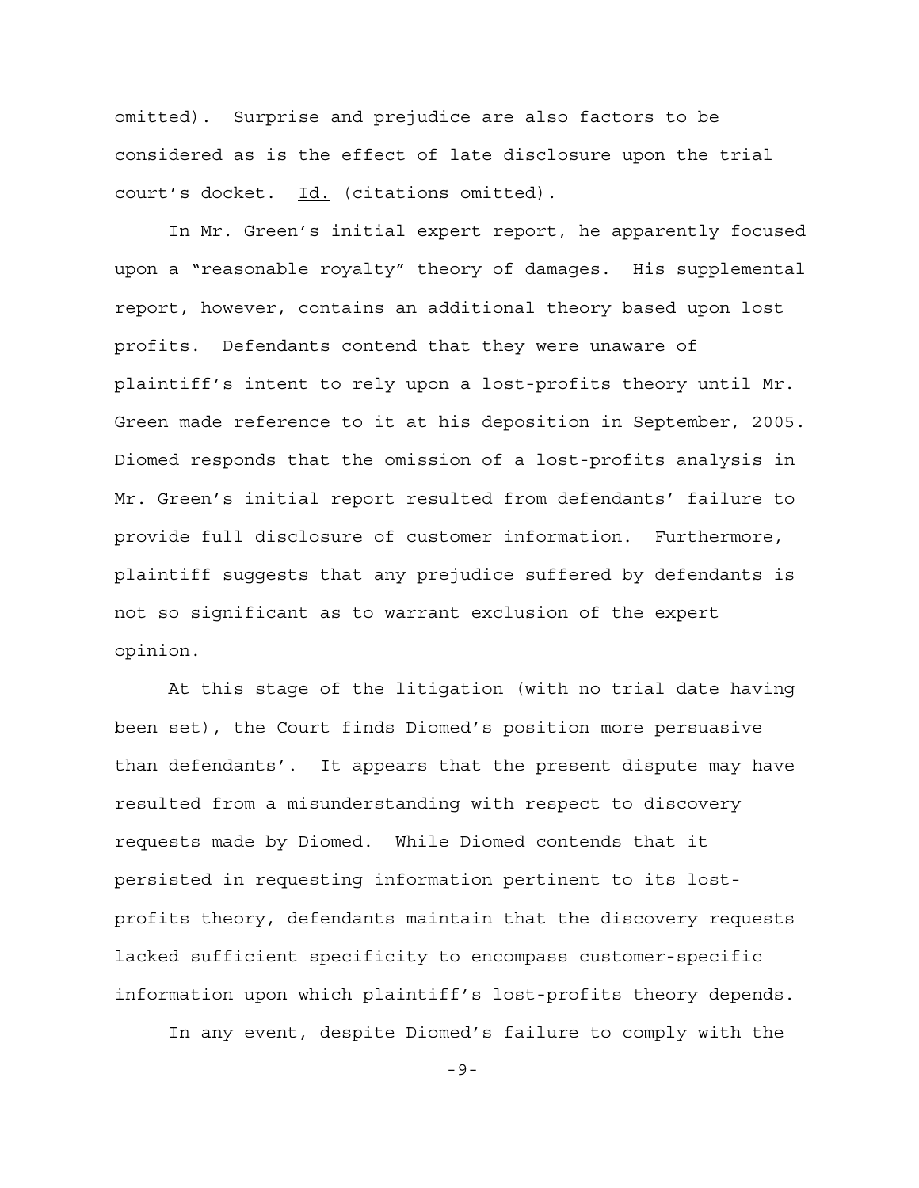omitted). Surprise and prejudice are also factors to be considered as is the effect of late disclosure upon the trial court's docket. Id. (citations omitted).

In Mr. Green's initial expert report, he apparently focused upon a "reasonable royalty" theory of damages. His supplemental report, however, contains an additional theory based upon lost profits. Defendants contend that they were unaware of plaintiff's intent to rely upon a lost-profits theory until Mr. Green made reference to it at his deposition in September, 2005. Diomed responds that the omission of a lost-profits analysis in Mr. Green's initial report resulted from defendants' failure to provide full disclosure of customer information. Furthermore, plaintiff suggests that any prejudice suffered by defendants is not so significant as to warrant exclusion of the expert opinion.

At this stage of the litigation (with no trial date having been set), the Court finds Diomed's position more persuasive than defendants'. It appears that the present dispute may have resulted from a misunderstanding with respect to discovery requests made by Diomed. While Diomed contends that it persisted in requesting information pertinent to its lost-profits theory, defendants maintain that the discovery requests lacked sufficient specificity to encompass customer-specific information upon which plaintiff's lost-profits theory depends.

In any event, despite Diomed's failure to comply with the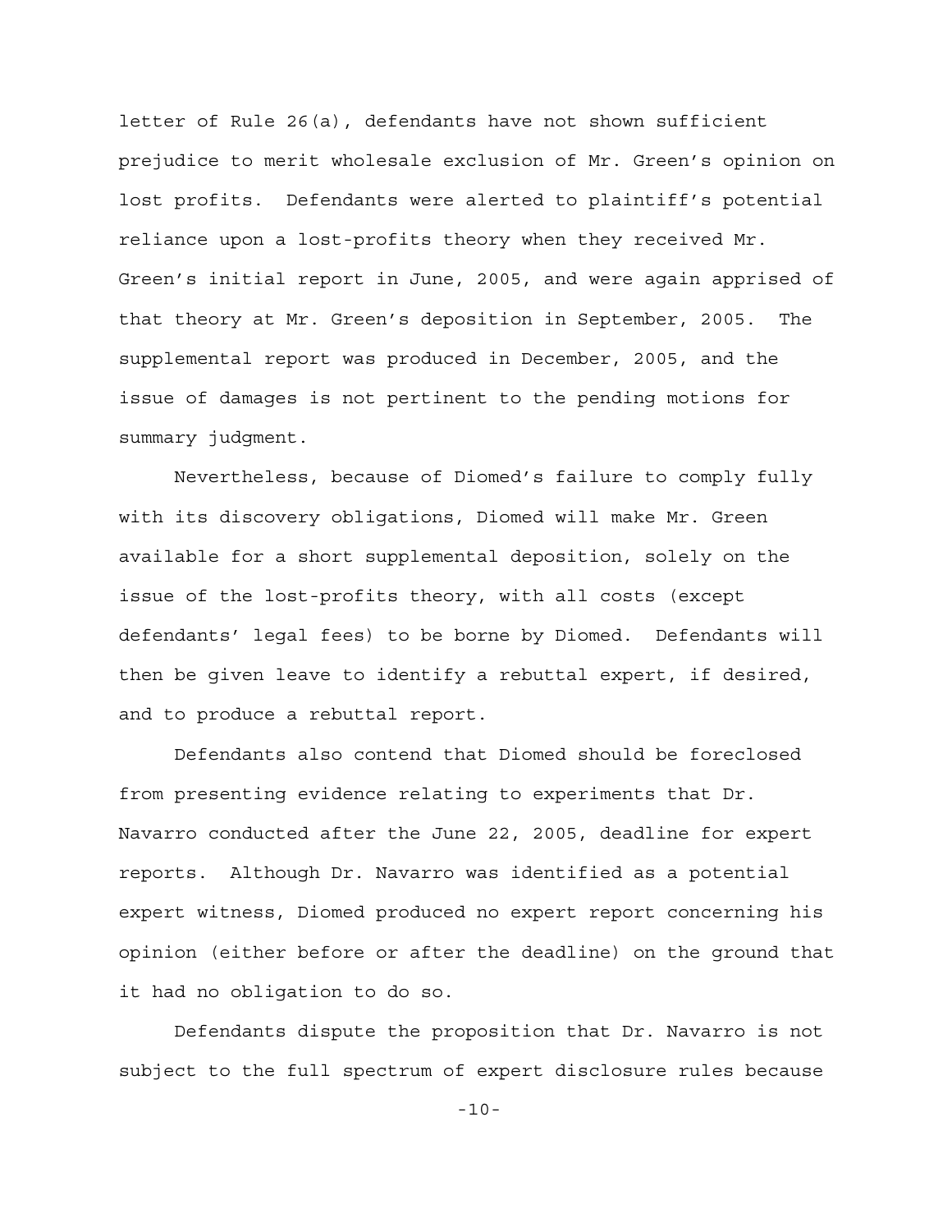letter of Rule 26(a), defendants have not shown sufficient prejudice to merit wholesale exclusion of Mr. Green's opinion on lost profits. Defendants were alerted to plaintiff's potential reliance upon a lost-profits theory when they received Mr. Green's initial report in June, 2005, and were again apprised of that theory at Mr. Green's deposition in September, 2005. The supplemental report was produced in December, 2005, and the issue of damages is not pertinent to the pending motions for summary judgment.

Nevertheless, because of Diomed's failure to comply fully with its discovery obligations, Diomed will make Mr. Green available for a short supplemental deposition, solely on the issue of the lost-profits theory, with all costs (except defendants' legal fees) to be borne by Diomed. Defendants will then be given leave to identify a rebuttal expert, if desired, and to produce a rebuttal report.

Defendants also contend that Diomed should be foreclosed from presenting evidence relating to experiments that Dr. Navarro conducted after the June 22, 2005, deadline for expert reports. Although Dr. Navarro was identified as a potential expert witness, Diomed produced no expert report concerning his opinion (either before or after the deadline) on the ground that it had no obligation to do so.

Defendants dispute the proposition that Dr. Navarro is not subject to the full spectrum of expert disclosure rules because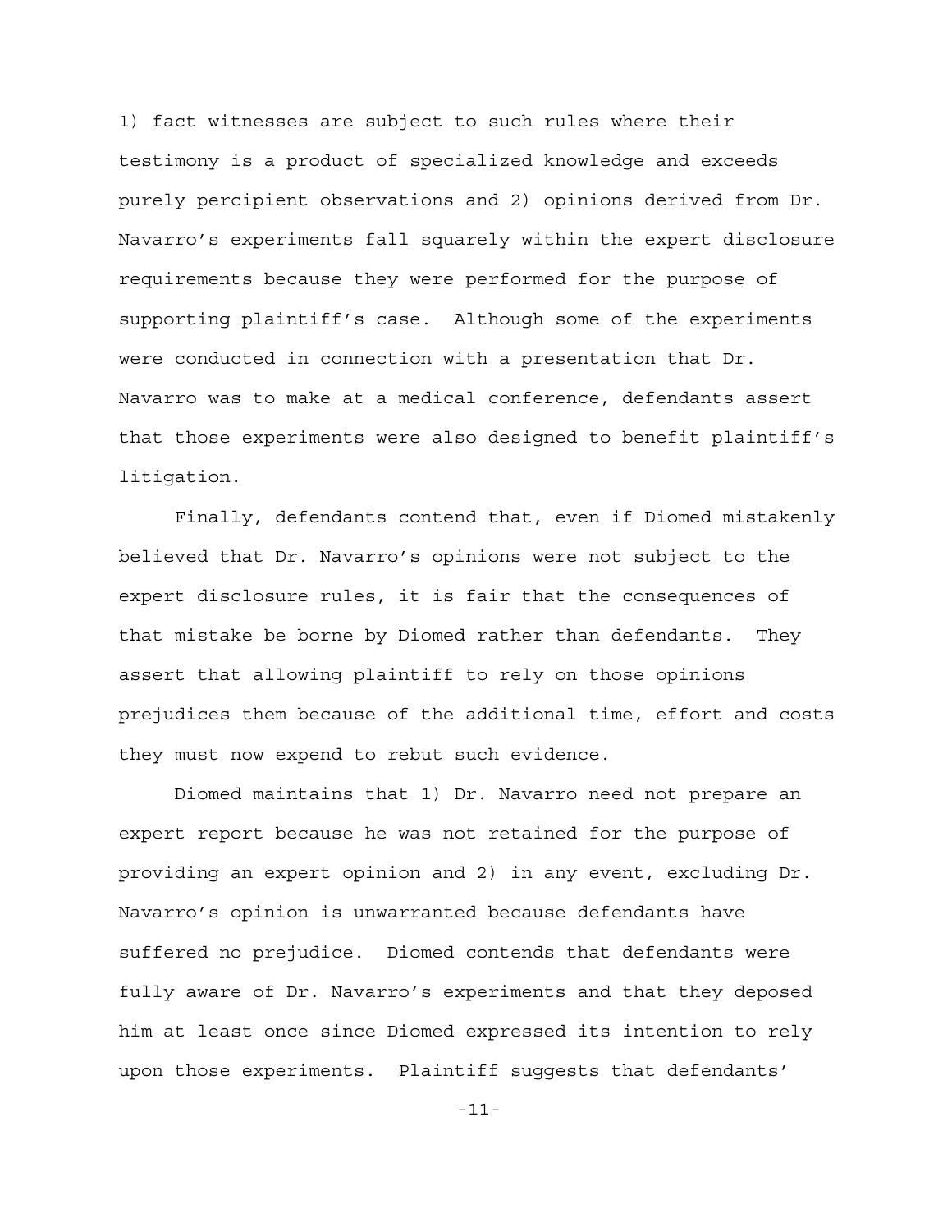1) fact witnesses are subject to such rules where their testimony is a product of specialized knowledge and exceeds purely percipient observations and 2) opinions derived from Dr. Navarro's experiments fall squarely within the expert disclosure requirements because they were performed for the purpose of supporting plaintiff's case. Although some of the experiments were conducted in connection with a presentation that Dr. Navarro was to make at a medical conference, defendants assert that those experiments were also designed to benefit plaintiff's litigation.

Finally, defendants contend that, even if Diomed mistakenly believed that Dr. Navarro's opinions were not subject to the expert disclosure rules, it is fair that the consequences of that mistake be borne by Diomed rather than defendants. They assert that allowing plaintiff to rely on those opinions prejudices them because of the additional time, effort and costs they must now expend to rebut such evidence.

Diomed maintains that 1) Dr. Navarro need not prepare an expert report because he was not retained for the purpose of providing an expert opinion and 2) in any event, excluding Dr. Navarro's opinion is unwarranted because defendants have suffered no prejudice. Diomed contends that defendants were fully aware of Dr. Navarro's experiments and that they deposed him at least once since Diomed expressed its intention to rely upon those experiments. Plaintiff suggests that defendants'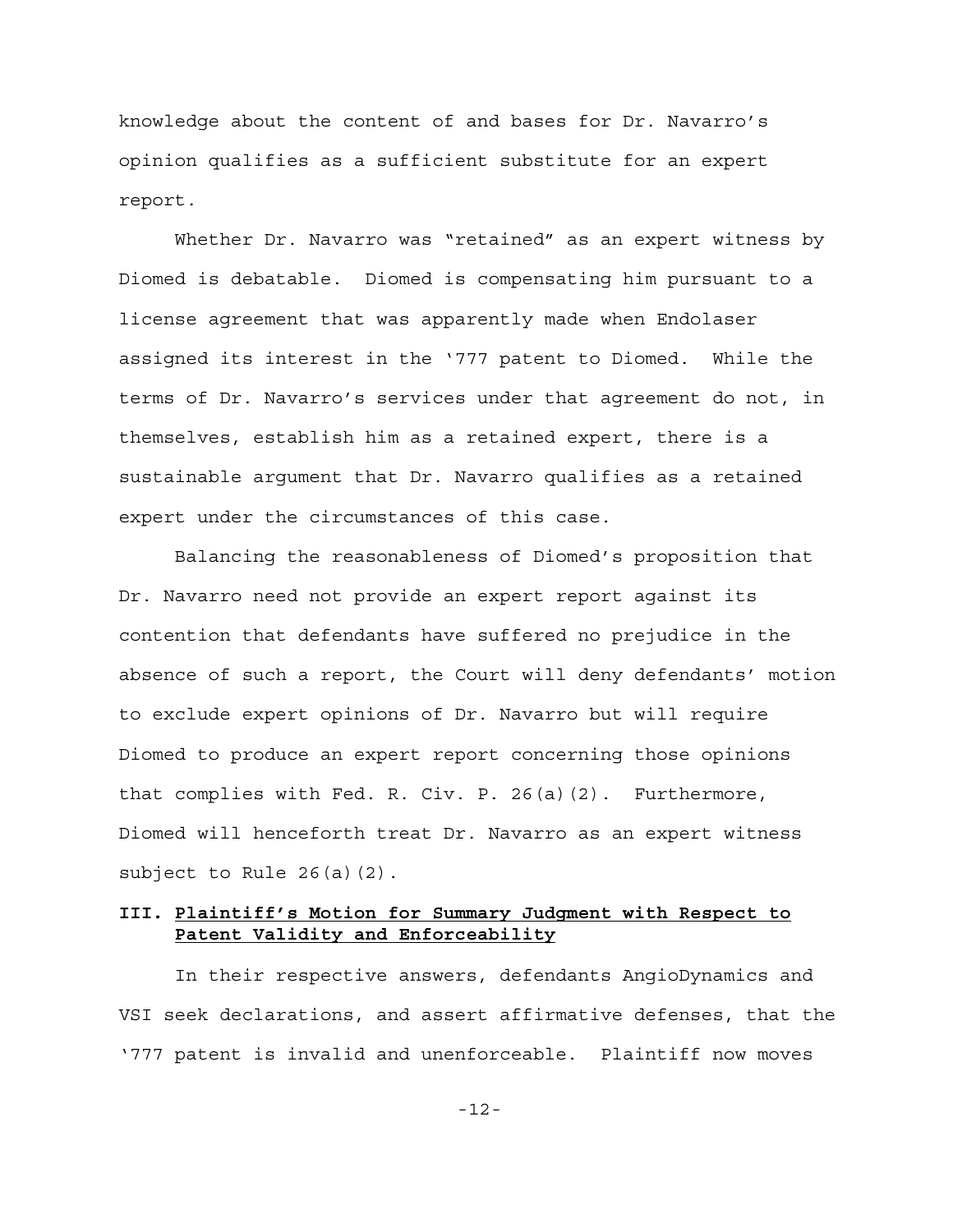knowledge about the content of and bases for Dr. Navarro's opinion qualifies as a sufficient substitute for an expert report.

Whether Dr. Navarro was "retained" as an expert witness by Diomed is debatable. Diomed is compensating him pursuant to a license agreement that was apparently made when Endolaser assigned its interest in the '777 patent to Diomed. While the terms of Dr. Navarro's services under that agreement do not, in themselves, establish him as a retained expert, there is a sustainable argument that Dr. Navarro qualifies as a retained expert under the circumstances of this case.

Balancing the reasonableness of Diomed's proposition that Dr. Navarro need not provide an expert report against its contention that defendants have suffered no prejudice in the absence of such a report, the Court will deny defendants' motion to exclude expert opinions of Dr. Navarro but will require Diomed to produce an expert report concerning those opinions that complies with Fed. R. Civ. P. 26(a)(2). Furthermore, Diomed will henceforth treat Dr. Navarro as an expert witness subject to Rule 26(a)(2).

## III. Plaintiff's Motion for Summary Judgment with Respect to Patent Validity and Enforceability

In their respective answers, defendants AngioDynamics and VSI seek declarations, and assert affirmative defenses, that the '777 patent is invalid and unenforceable. Plaintiff now moves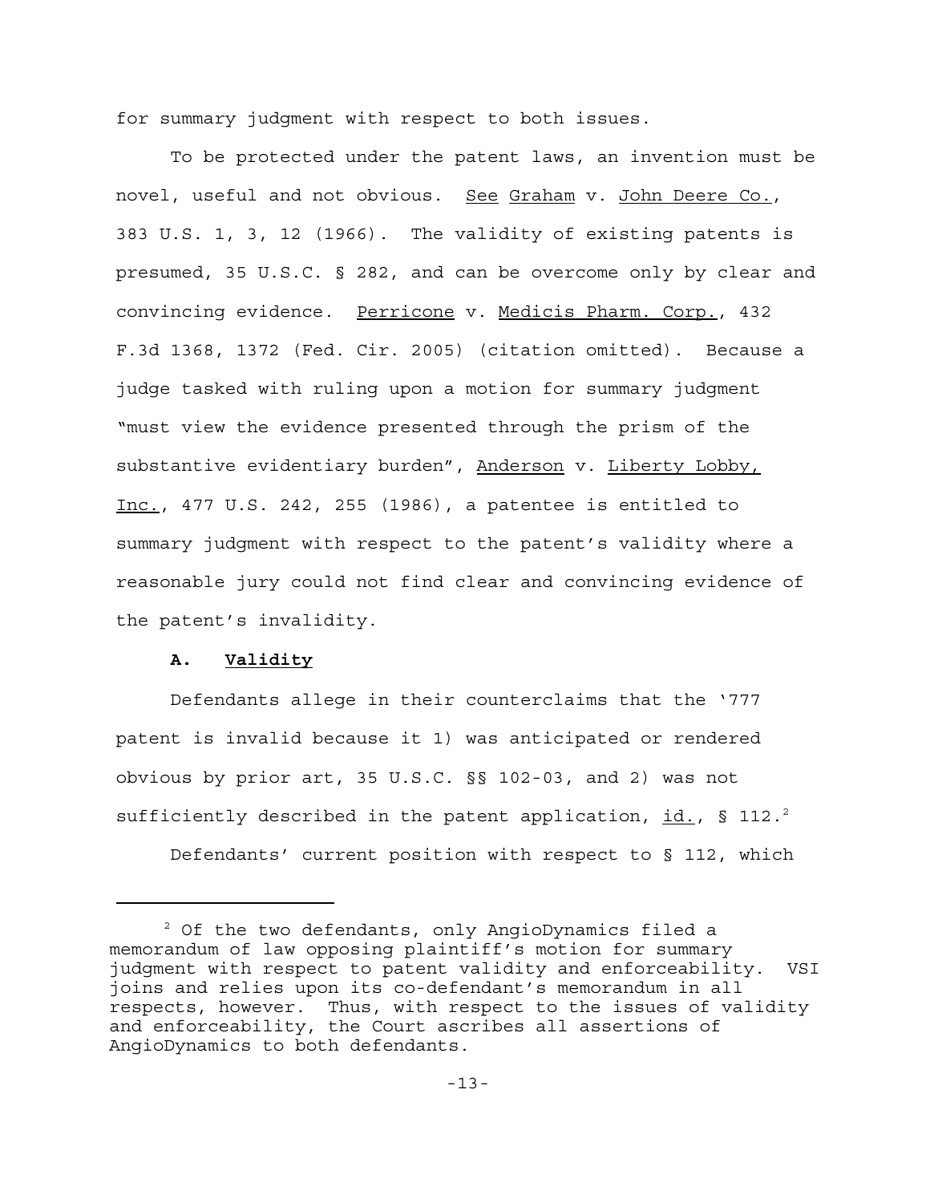for summary judgment with respect to both issues.

To be protected under the patent laws, an invention must be novel, useful and not obvious. See Graham v. John Deere Co., 383 U.S. 1, 3, 12 (1966). The validity of existing patents is presumed, 35 U.S.C. § 282, and can be overcome only by clear and convincing evidence. Perricone v. Medicis Pharm. Corp., 432 F.3d 1368, 1372 (Fed. Cir. 2005) (citation omitted). Because a judge tasked with ruling upon a motion for summary judgment "must view the evidence presented through the prism of the substantive evidentiary burden", Anderson v. Liberty Lobby, Inc., 477 U.S. 242, 255 (1986), a patentee is entitled to summary judgment with respect to the patent's validity where a reasonable jury could not find clear and convincing evidence of the patent's invalidity.

### A. Validity

Defendants allege in their counterclaims that the '777 patent is invalid because it 1) was anticipated or rendered obvious by prior art, 35 U.S.C. §§ 102-03, and 2) was not sufficiently described in the patent application, id., § 112.[2]

Defendants' current position with respect to § 112, which

[2] Of the two defendants, only AngioDynamics filed a memorandum of law opposing plaintiff's motion for summary judgment with respect to patent validity and enforceability. VSI joins and relies upon its co-defendant's memorandum in all respects, however. Thus, with respect to the issues of validity and enforceability, the Court ascribes all assertions of AngioDynamics to both defendants.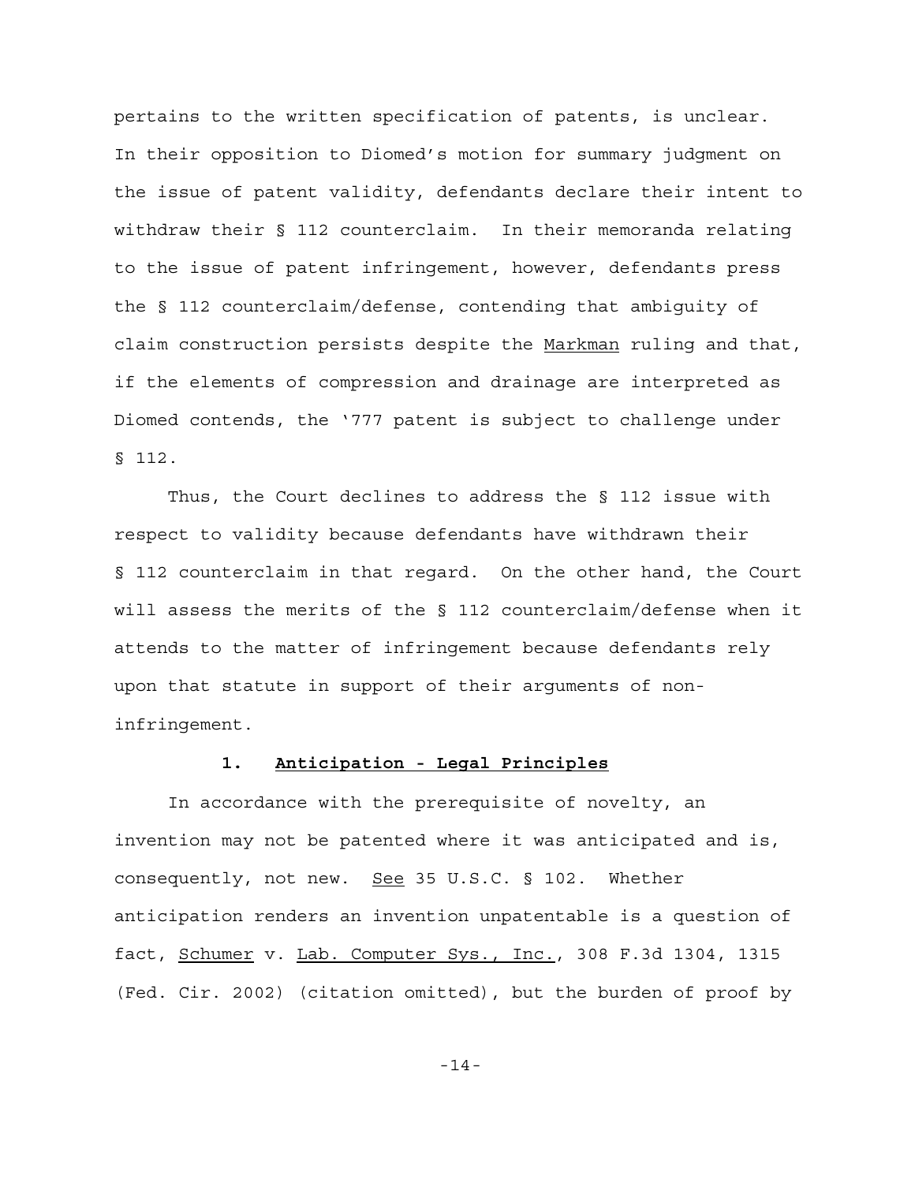pertains to the written specification of patents, is unclear. In their opposition to Diomed's motion for summary judgment on the issue of patent validity, defendants declare their intent to withdraw their § 112 counterclaim. In their memoranda relating to the issue of patent infringement, however, defendants press the § 112 counterclaim/defense, contending that ambiguity of claim construction persists despite the Markman ruling and that, if the elements of compression and drainage are interpreted as Diomed contends, the '777 patent is subject to challenge under § 112.

Thus, the Court declines to address the § 112 issue with respect to validity because defendants have withdrawn their § 112 counterclaim in that regard. On the other hand, the Court will assess the merits of the § 112 counterclaim/defense when it attends to the matter of infringement because defendants rely upon that statute in support of their arguments of non-infringement.

### 1. Anticipation - Legal Principles

In accordance with the prerequisite of novelty, an invention may not be patented where it was anticipated and is, consequently, not new. See 35 U.S.C. § 102. Whether anticipation renders an invention unpatentable is a question of fact, Schumer v. Lab. Computer Sys., Inc., 308 F.3d 1304, 1315 (Fed. Cir. 2002) (citation omitted), but the burden of proof by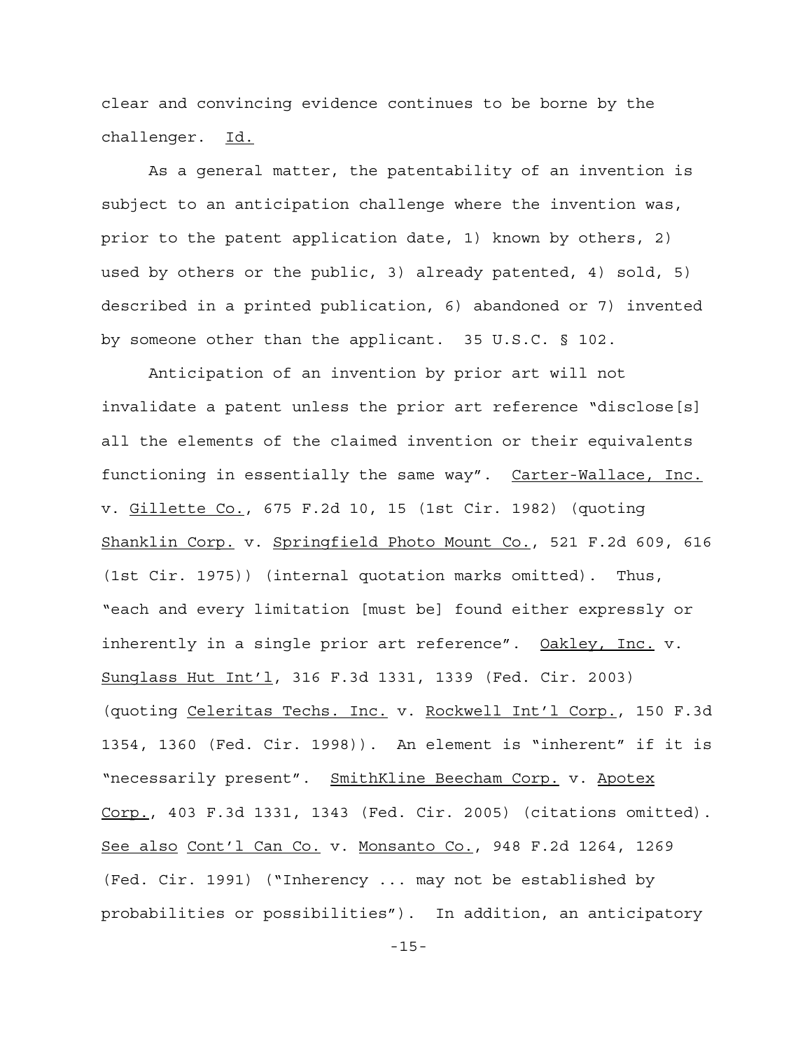clear and convincing evidence continues to be borne by the challenger. Id.

As a general matter, the patentability of an invention is subject to an anticipation challenge where the invention was, prior to the patent application date, 1) known by others, 2) used by others or the public, 3) already patented, 4) sold, 5) described in a printed publication, 6) abandoned or 7) invented by someone other than the applicant. 35 U.S.C. § 102.

Anticipation of an invention by prior art will not invalidate a patent unless the prior art reference "disclose[s] all the elements of the claimed invention or their equivalents functioning in essentially the same way". Carter-Wallace, Inc. v. Gillette Co., 675 F.2d 10, 15 (1st Cir. 1982) (quoting Shanklin Corp. v. Springfield Photo Mount Co., 521 F.2d 609, 616 (1st Cir. 1975)) (internal quotation marks omitted). Thus, "each and every limitation [must be] found either expressly or inherently in a single prior art reference". Oakley, Inc. v. Sunglass Hut Int'l, 316 F.3d 1331, 1339 (Fed. Cir. 2003) (quoting Celeritas Techs. Inc. v. Rockwell Int'l Corp., 150 F.3d 1354, 1360 (Fed. Cir. 1998)). An element is "inherent" if it is "necessarily present". SmithKline Beecham Corp. v. Apotex Corp., 403 F.3d 1331, 1343 (Fed. Cir. 2005) (citations omitted). See also Cont'l Can Co. v. Monsanto Co., 948 F.2d 1264, 1269 (Fed. Cir. 1991) ("Inherency ... may not be established by probabilities or possibilities"). In addition, an anticipatory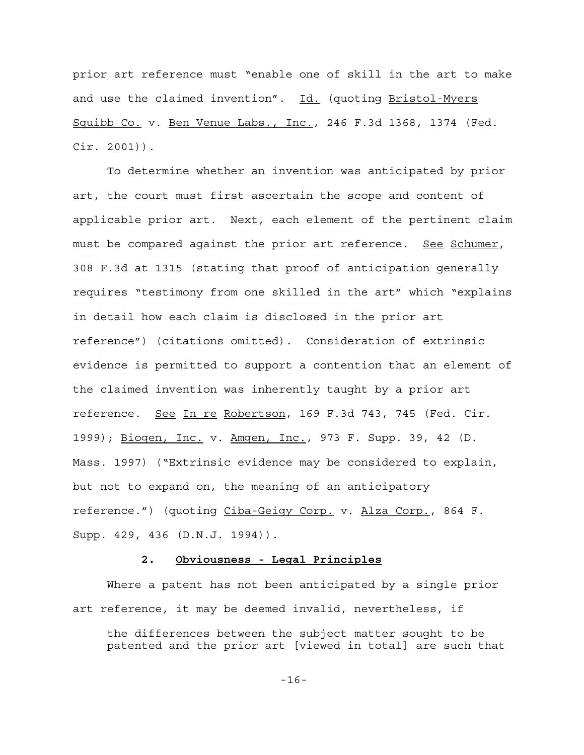prior art reference must "enable one of skill in the art to make and use the claimed invention". Id. (quoting Bristol-Myers Squibb Co. v. Ben Venue Labs., Inc., 246 F.3d 1368, 1374 (Fed. Cir. 2001)).

To determine whether an invention was anticipated by prior art, the court must first ascertain the scope and content of applicable prior art. Next, each element of the pertinent claim must be compared against the prior art reference. See Schumer, 308 F.3d at 1315 (stating that proof of anticipation generally requires "testimony from one skilled in the art" which "explains in detail how each claim is disclosed in the prior art reference") (citations omitted). Consideration of extrinsic evidence is permitted to support a contention that an element of the claimed invention was inherently taught by a prior art reference. See In re Robertson, 169 F.3d 743, 745 (Fed. Cir. 1999); Biogen, Inc. v. Amgen, Inc., 973 F. Supp. 39, 42 (D. Mass. 1997) ("Extrinsic evidence may be considered to explain, but not to expand on, the meaning of an anticipatory reference.") (quoting Ciba-Geigy Corp. v. Alza Corp., 864 F. Supp. 429, 436 (D.N.J. 1994)).

### 2. Obviousness - Legal Principles

Where a patent has not been anticipated by a single prior art reference, it may be deemed invalid, nevertheless, if

> the differences between the subject matter sought to be patented and the prior art [viewed in total] are such that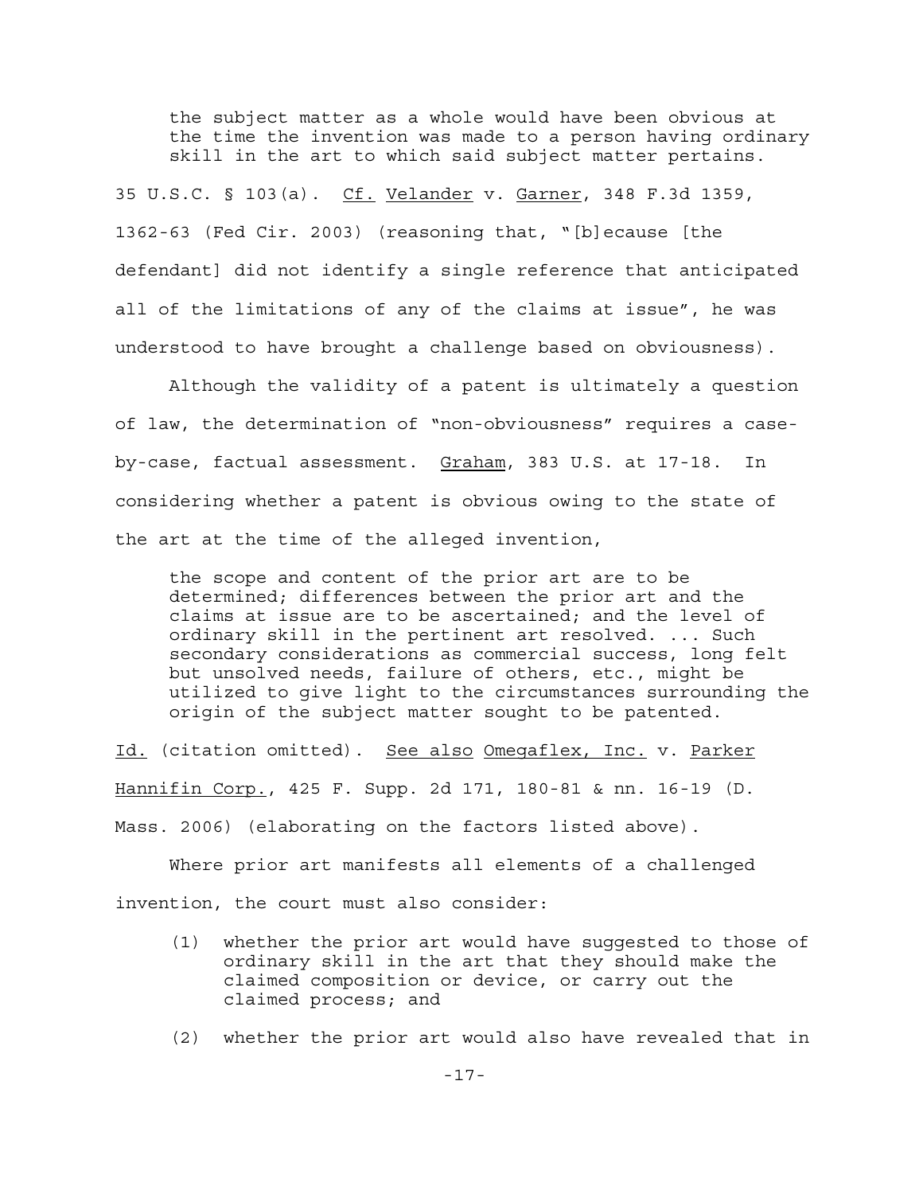> the subject matter as a whole would have been obvious at the time the invention was made to a person having ordinary skill in the art to which said subject matter pertains.

35 U.S.C. § 103(a). Cf. Velander v. Garner, 348 F.3d 1359, 1362-63 (Fed Cir. 2003) (reasoning that, "[b]ecause [the defendant] did not identify a single reference that anticipated all of the limitations of any of the claims at issue", he was understood to have brought a challenge based on obviousness).

Although the validity of a patent is ultimately a question of law, the determination of "non-obviousness" requires a case-by-case, factual assessment. Graham, 383 U.S. at 17-18. In considering whether a patent is obvious owing to the state of the art at the time of the alleged invention,

> the scope and content of the prior art are to be determined; differences between the prior art and the claims at issue are to be ascertained; and the level of ordinary skill in the pertinent art resolved. ... Such secondary considerations as commercial success, long felt but unsolved needs, failure of others, etc., might be utilized to give light to the circumstances surrounding the origin of the subject matter sought to be patented.

Id. (citation omitted). See also Omegaflex, Inc. v. Parker Hannifin Corp., 425 F. Supp. 2d 171, 180-81 & nn. 16-19 (D. Mass. 2006) (elaborating on the factors listed above).

Where prior art manifests all elements of a challenged invention, the court must also consider:

> (1) whether the prior art would have suggested to those of ordinary skill in the art that they should make the claimed composition or device, or carry out the claimed process; and
>
> (2) whether the prior art would also have revealed that in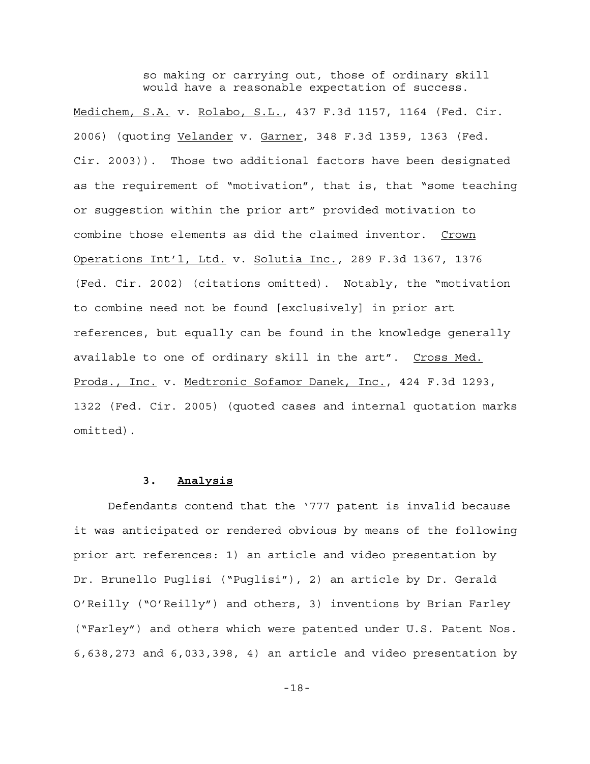> so making or carrying out, those of ordinary skill would have a reasonable expectation of success.

Medichem, S.A. v. Rolabo, S.L., 437 F.3d 1157, 1164 (Fed. Cir. 2006) (quoting Velander v. Garner, 348 F.3d 1359, 1363 (Fed. Cir. 2003)). Those two additional factors have been designated as the requirement of "motivation", that is, that "some teaching or suggestion within the prior art" provided motivation to combine those elements as did the claimed inventor. Crown Operations Int'l, Ltd. v. Solutia Inc., 289 F.3d 1367, 1376 (Fed. Cir. 2002) (citations omitted). Notably, the "motivation to combine need not be found [exclusively] in prior art references, but equally can be found in the knowledge generally available to one of ordinary skill in the art". Cross Med. Prods., Inc. v. Medtronic Sofamor Danek, Inc., 424 F.3d 1293, 1322 (Fed. Cir. 2005) (quoted cases and internal quotation marks omitted).

### 3. Analysis

Defendants contend that the '777 patent is invalid because it was anticipated or rendered obvious by means of the following prior art references: 1) an article and video presentation by Dr. Brunello Puglisi ("Puglisi"), 2) an article by Dr. Gerald O'Reilly ("O'Reilly") and others, 3) inventions by Brian Farley ("Farley") and others which were patented under U.S. Patent Nos. 6,638,273 and 6,033,398, 4) an article and video presentation by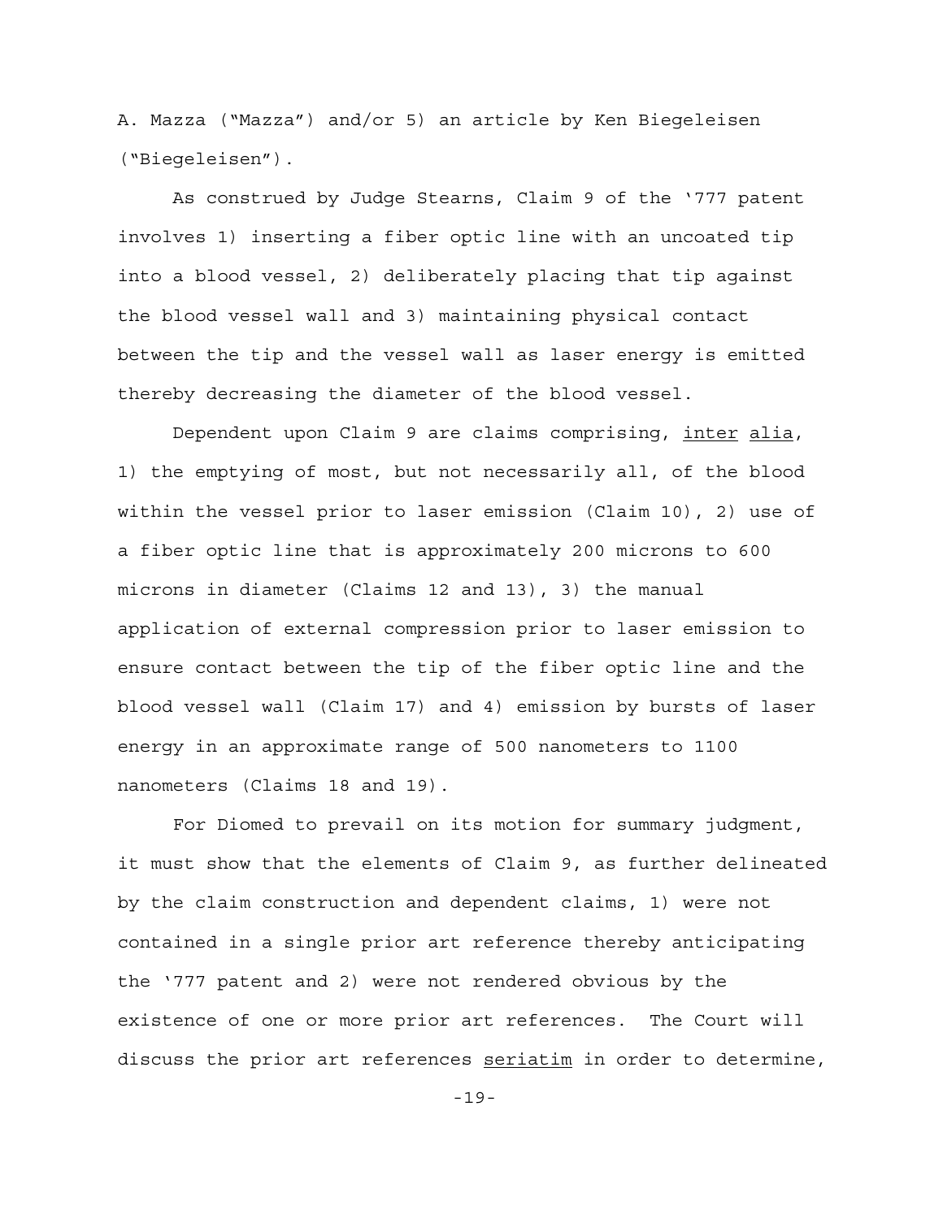A. Mazza ("Mazza") and/or 5) an article by Ken Biegeleisen ("Biegeleisen").

As construed by Judge Stearns, Claim 9 of the '777 patent involves 1) inserting a fiber optic line with an uncoated tip into a blood vessel, 2) deliberately placing that tip against the blood vessel wall and 3) maintaining physical contact between the tip and the vessel wall as laser energy is emitted thereby decreasing the diameter of the blood vessel.

Dependent upon Claim 9 are claims comprising, _inter alia_, 1) the emptying of most, but not necessarily all, of the blood within the vessel prior to laser emission (Claim 10), 2) use of a fiber optic line that is approximately 200 microns to 600 microns in diameter (Claims 12 and 13), 3) the manual application of external compression prior to laser emission to ensure contact between the tip of the fiber optic line and the blood vessel wall (Claim 17) and 4) emission by bursts of laser energy in an approximate range of 500 nanometers to 1100 nanometers (Claims 18 and 19).

For Diomed to prevail on its motion for summary judgment, it must show that the elements of Claim 9, as further delineated by the claim construction and dependent claims, 1) were not contained in a single prior art reference thereby anticipating the '777 patent and 2) were not rendered obvious by the existence of one or more prior art references. The Court will discuss the prior art references _seriatim_ in order to determine,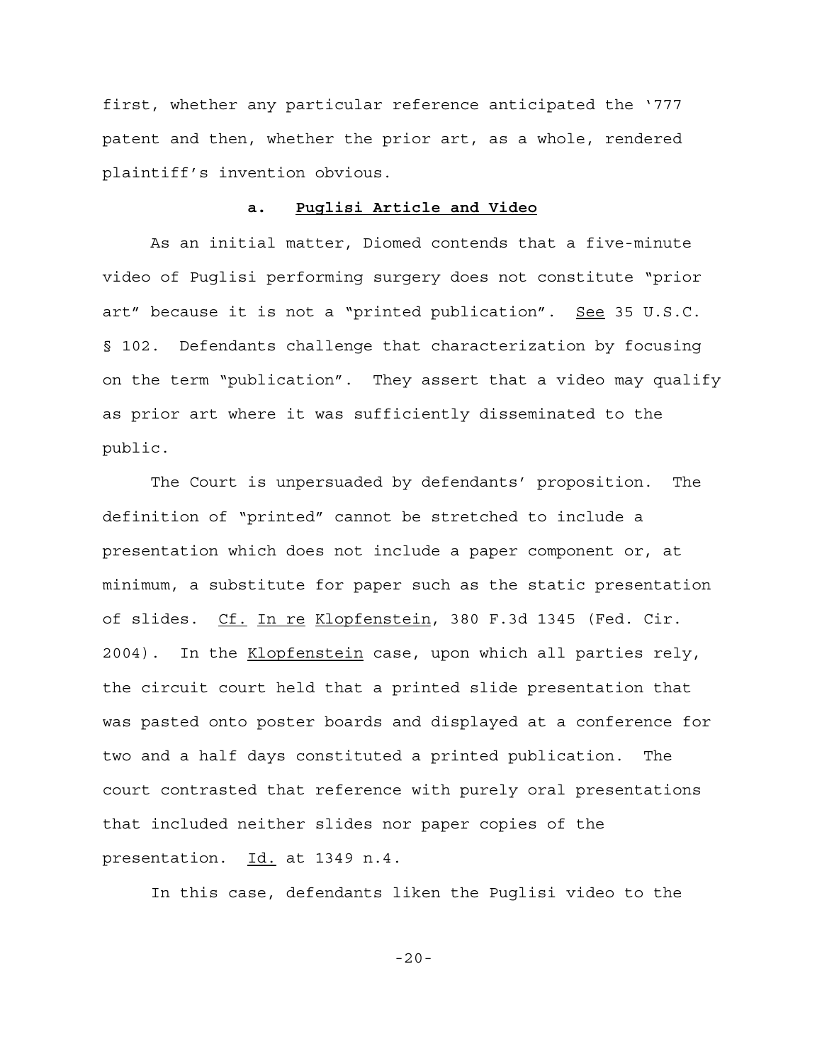first, whether any particular reference anticipated the '777 patent and then, whether the prior art, as a whole, rendered plaintiff's invention obvious.

**a. Puglisi Article and Video**

As an initial matter, Diomed contends that a five-minute video of Puglisi performing surgery does not constitute "prior art" because it is not a "printed publication". See 35 U.S.C. § 102. Defendants challenge that characterization by focusing on the term "publication". They assert that a video may qualify as prior art where it was sufficiently disseminated to the public.

The Court is unpersuaded by defendants' proposition. The definition of "printed" cannot be stretched to include a presentation which does not include a paper component or, at minimum, a substitute for paper such as the static presentation of slides. Cf. In re Klopfenstein, 380 F.3d 1345 (Fed. Cir. 2004). In the Klopfenstein case, upon which all parties rely, the circuit court held that a printed slide presentation that was pasted onto poster boards and displayed at a conference for two and a half days constituted a printed publication. The court contrasted that reference with purely oral presentations that included neither slides nor paper copies of the presentation. Id. at 1349 n.4.

In this case, defendants liken the Puglisi video to the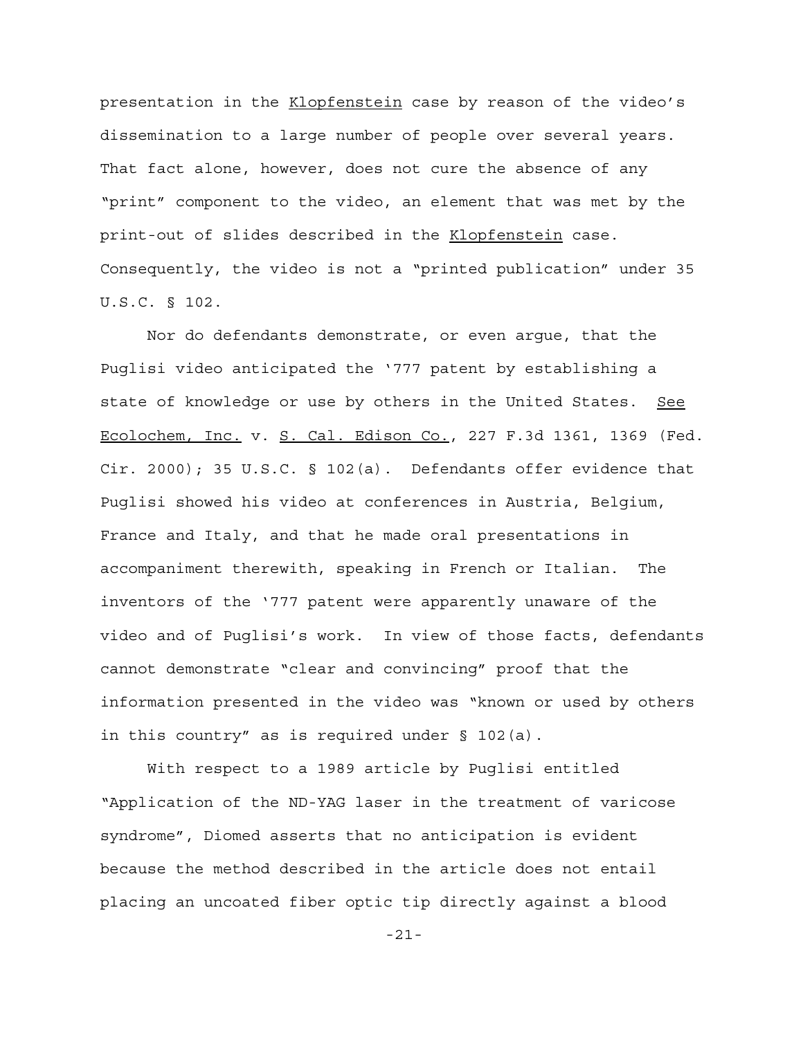presentation in the Klopfenstein case by reason of the video's dissemination to a large number of people over several years. That fact alone, however, does not cure the absence of any "print" component to the video, an element that was met by the print-out of slides described in the Klopfenstein case. Consequently, the video is not a "printed publication" under 35 U.S.C. § 102.

Nor do defendants demonstrate, or even argue, that the Puglisi video anticipated the '777 patent by establishing a state of knowledge or use by others in the United States. See Ecolochem, Inc. v. S. Cal. Edison Co., 227 F.3d 1361, 1369 (Fed. Cir. 2000); 35 U.S.C. § 102(a). Defendants offer evidence that Puglisi showed his video at conferences in Austria, Belgium, France and Italy, and that he made oral presentations in accompaniment therewith, speaking in French or Italian. The inventors of the '777 patent were apparently unaware of the video and of Puglisi's work. In view of those facts, defendants cannot demonstrate "clear and convincing" proof that the information presented in the video was "known or used by others in this country" as is required under § 102(a).

With respect to a 1989 article by Puglisi entitled "Application of the ND-YAG laser in the treatment of varicose syndrome", Diomed asserts that no anticipation is evident because the method described in the article does not entail placing an uncoated fiber optic tip directly against a blood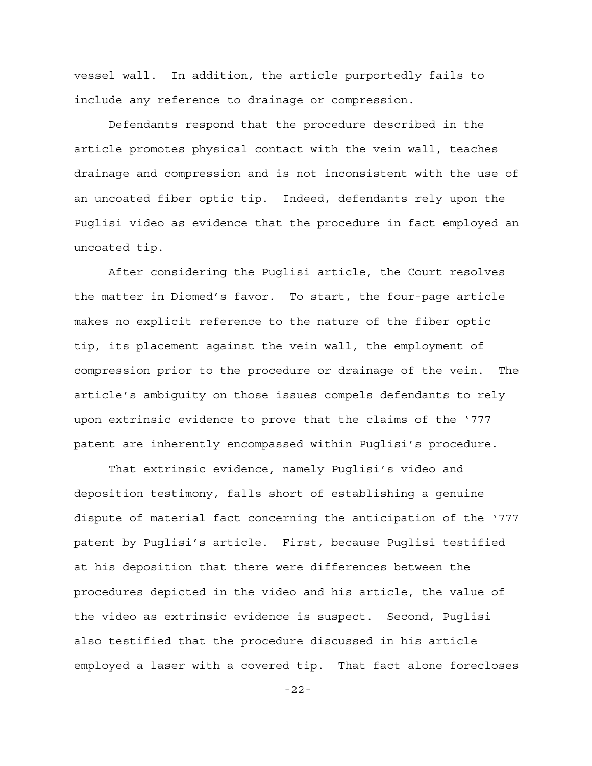vessel wall. In addition, the article purportedly fails to include any reference to drainage or compression.

Defendants respond that the procedure described in the article promotes physical contact with the vein wall, teaches drainage and compression and is not inconsistent with the use of an uncoated fiber optic tip. Indeed, defendants rely upon the Puglisi video as evidence that the procedure in fact employed an uncoated tip.

After considering the Puglisi article, the Court resolves the matter in Diomed's favor. To start, the four-page article makes no explicit reference to the nature of the fiber optic tip, its placement against the vein wall, the employment of compression prior to the procedure or drainage of the vein. The article's ambiguity on those issues compels defendants to rely upon extrinsic evidence to prove that the claims of the '777 patent are inherently encompassed within Puglisi's procedure.

That extrinsic evidence, namely Puglisi's video and deposition testimony, falls short of establishing a genuine dispute of material fact concerning the anticipation of the '777 patent by Puglisi's article. First, because Puglisi testified at his deposition that there were differences between the procedures depicted in the video and his article, the value of the video as extrinsic evidence is suspect. Second, Puglisi also testified that the procedure discussed in his article employed a laser with a covered tip. That fact alone forecloses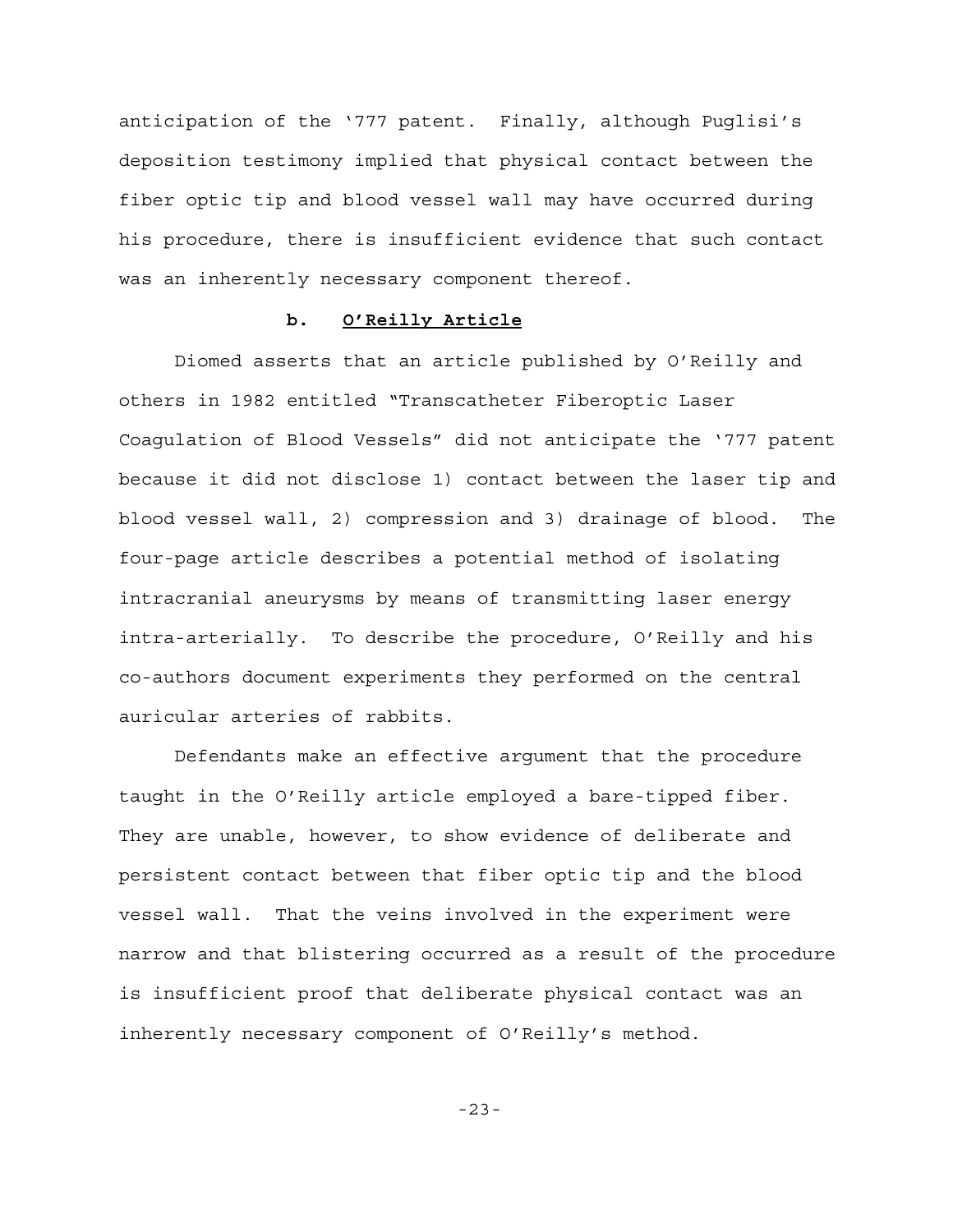anticipation of the '777 patent. Finally, although Puglisi's deposition testimony implied that physical contact between the fiber optic tip and blood vessel wall may have occurred during his procedure, there is insufficient evidence that such contact was an inherently necessary component thereof.

### b. O'Reilly Article

Diomed asserts that an article published by O'Reilly and others in 1982 entitled "Transcatheter Fiberoptic Laser Coagulation of Blood Vessels" did not anticipate the '777 patent because it did not disclose 1) contact between the laser tip and blood vessel wall, 2) compression and 3) drainage of blood. The four-page article describes a potential method of isolating intracranial aneurysms by means of transmitting laser energy intra-arterially. To describe the procedure, O'Reilly and his co-authors document experiments they performed on the central auricular arteries of rabbits.

Defendants make an effective argument that the procedure taught in the O'Reilly article employed a bare-tipped fiber. They are unable, however, to show evidence of deliberate and persistent contact between that fiber optic tip and the blood vessel wall. That the veins involved in the experiment were narrow and that blistering occurred as a result of the procedure is insufficient proof that deliberate physical contact was an inherently necessary component of O'Reilly's method.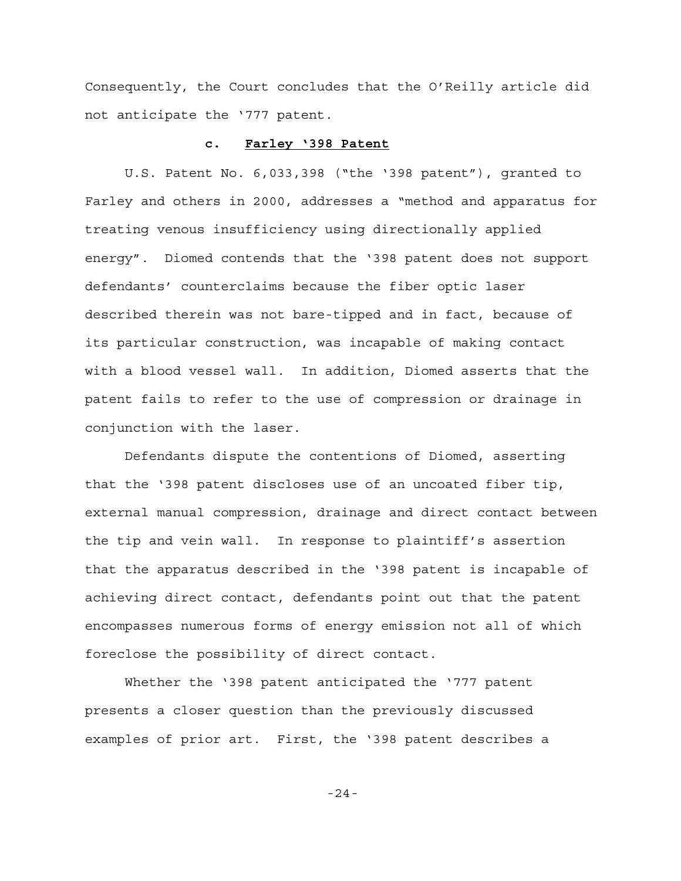Consequently, the Court concludes that the O'Reilly article did not anticipate the '777 patent.

#### c. **Farley '398 Patent**

U.S. Patent No. 6,033,398 ("the '398 patent"), granted to Farley and others in 2000, addresses a "method and apparatus for treating venous insufficiency using directionally applied energy". Diomed contends that the '398 patent does not support defendants' counterclaims because the fiber optic laser described therein was not bare-tipped and in fact, because of its particular construction, was incapable of making contact with a blood vessel wall. In addition, Diomed asserts that the patent fails to refer to the use of compression or drainage in conjunction with the laser.

Defendants dispute the contentions of Diomed, asserting that the '398 patent discloses use of an uncoated fiber tip, external manual compression, drainage and direct contact between the tip and vein wall. In response to plaintiff's assertion that the apparatus described in the '398 patent is incapable of achieving direct contact, defendants point out that the patent encompasses numerous forms of energy emission not all of which foreclose the possibility of direct contact.

Whether the '398 patent anticipated the '777 patent presents a closer question than the previously discussed examples of prior art. First, the '398 patent describes a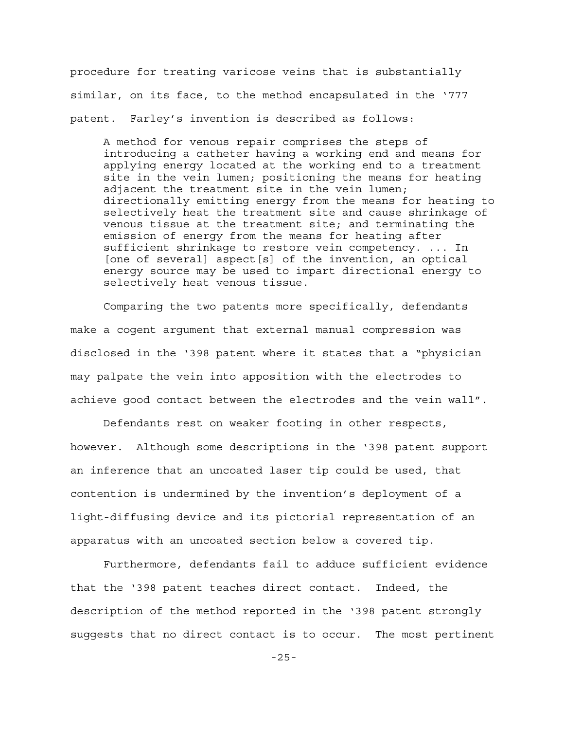procedure for treating varicose veins that is substantially similar, on its face, to the method encapsulated in the '777 patent. Farley's invention is described as follows:

> A method for venous repair comprises the steps of introducing a catheter having a working end and means for applying energy located at the working end to a treatment site in the vein lumen; positioning the means for heating adjacent the treatment site in the vein lumen; directionally emitting energy from the means for heating to selectively heat the treatment site and cause shrinkage of venous tissue at the treatment site; and terminating the emission of energy from the means for heating after sufficient shrinkage to restore vein competency. ... In [one of several] aspect[s] of the invention, an optical energy source may be used to impart directional energy to selectively heat venous tissue.

Comparing the two patents more specifically, defendants make a cogent argument that external manual compression was disclosed in the '398 patent where it states that a "physician may palpate the vein into apposition with the electrodes to achieve good contact between the electrodes and the vein wall".

Defendants rest on weaker footing in other respects, however. Although some descriptions in the '398 patent support an inference that an uncoated laser tip could be used, that contention is undermined by the invention's deployment of a light-diffusing device and its pictorial representation of an apparatus with an uncoated section below a covered tip.

Furthermore, defendants fail to adduce sufficient evidence that the '398 patent teaches direct contact. Indeed, the description of the method reported in the '398 patent strongly suggests that no direct contact is to occur. The most pertinent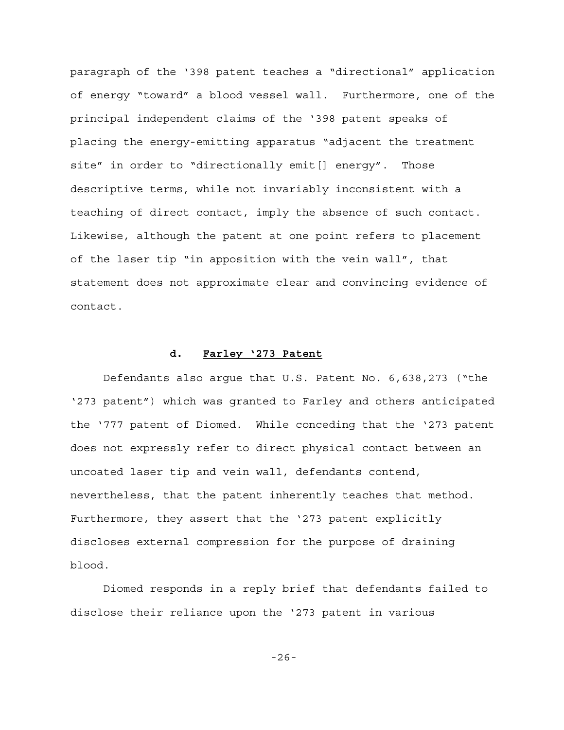paragraph of the '398 patent teaches a "directional" application of energy "toward" a blood vessel wall. Furthermore, one of the principal independent claims of the '398 patent speaks of placing the energy-emitting apparatus "adjacent the treatment site" in order to "directionally emit[] energy". Those descriptive terms, while not invariably inconsistent with a teaching of direct contact, imply the absence of such contact. Likewise, although the patent at one point refers to placement of the laser tip "in apposition with the vein wall", that statement does not approximate clear and convincing evidence of contact.

#### d. <u>Farley '273 Patent</u>

Defendants also argue that U.S. Patent No. 6,638,273 ("the '273 patent") which was granted to Farley and others anticipated the '777 patent of Diomed. While conceding that the '273 patent does not expressly refer to direct physical contact between an uncoated laser tip and vein wall, defendants contend, nevertheless, that the patent inherently teaches that method. Furthermore, they assert that the '273 patent explicitly discloses external compression for the purpose of draining blood.

Diomed responds in a reply brief that defendants failed to disclose their reliance upon the '273 patent in various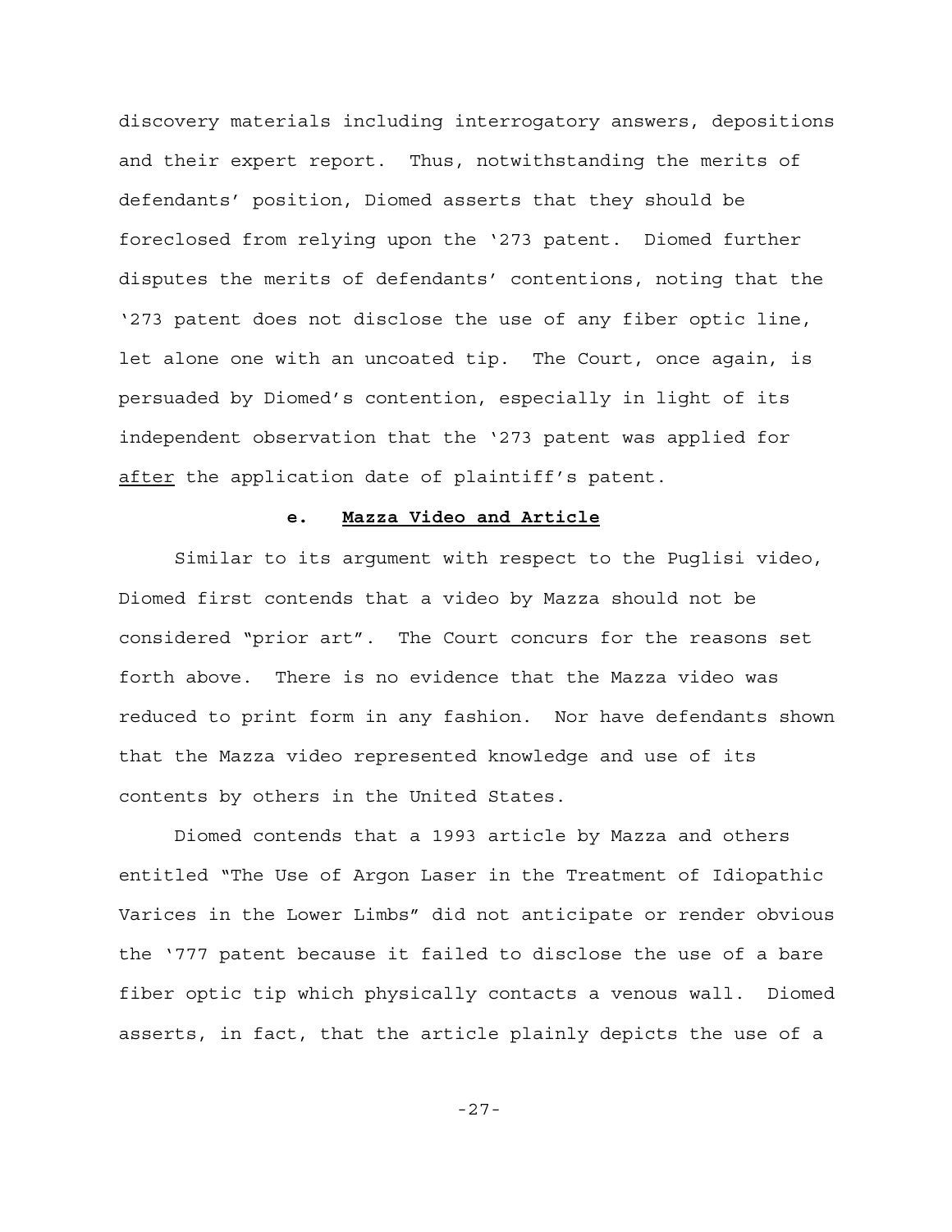discovery materials including interrogatory answers, depositions and their expert report. Thus, notwithstanding the merits of defendants' position, Diomed asserts that they should be foreclosed from relying upon the '273 patent. Diomed further disputes the merits of defendants' contentions, noting that the '273 patent does not disclose the use of any fiber optic line, let alone one with an uncoated tip. The Court, once again, is persuaded by Diomed's contention, especially in light of its independent observation that the '273 patent was applied for <u>after</u> the application date of plaintiff's patent.

#### e. <u>Mazza Video and Article</u>

Similar to its argument with respect to the Puglisi video, Diomed first contends that a video by Mazza should not be considered "prior art". The Court concurs for the reasons set forth above. There is no evidence that the Mazza video was reduced to print form in any fashion. Nor have defendants shown that the Mazza video represented knowledge and use of its contents by others in the United States.

Diomed contends that a 1993 article by Mazza and others entitled "The Use of Argon Laser in the Treatment of Idiopathic Varices in the Lower Limbs" did not anticipate or render obvious the '777 patent because it failed to disclose the use of a bare fiber optic tip which physically contacts a venous wall. Diomed asserts, in fact, that the article plainly depicts the use of a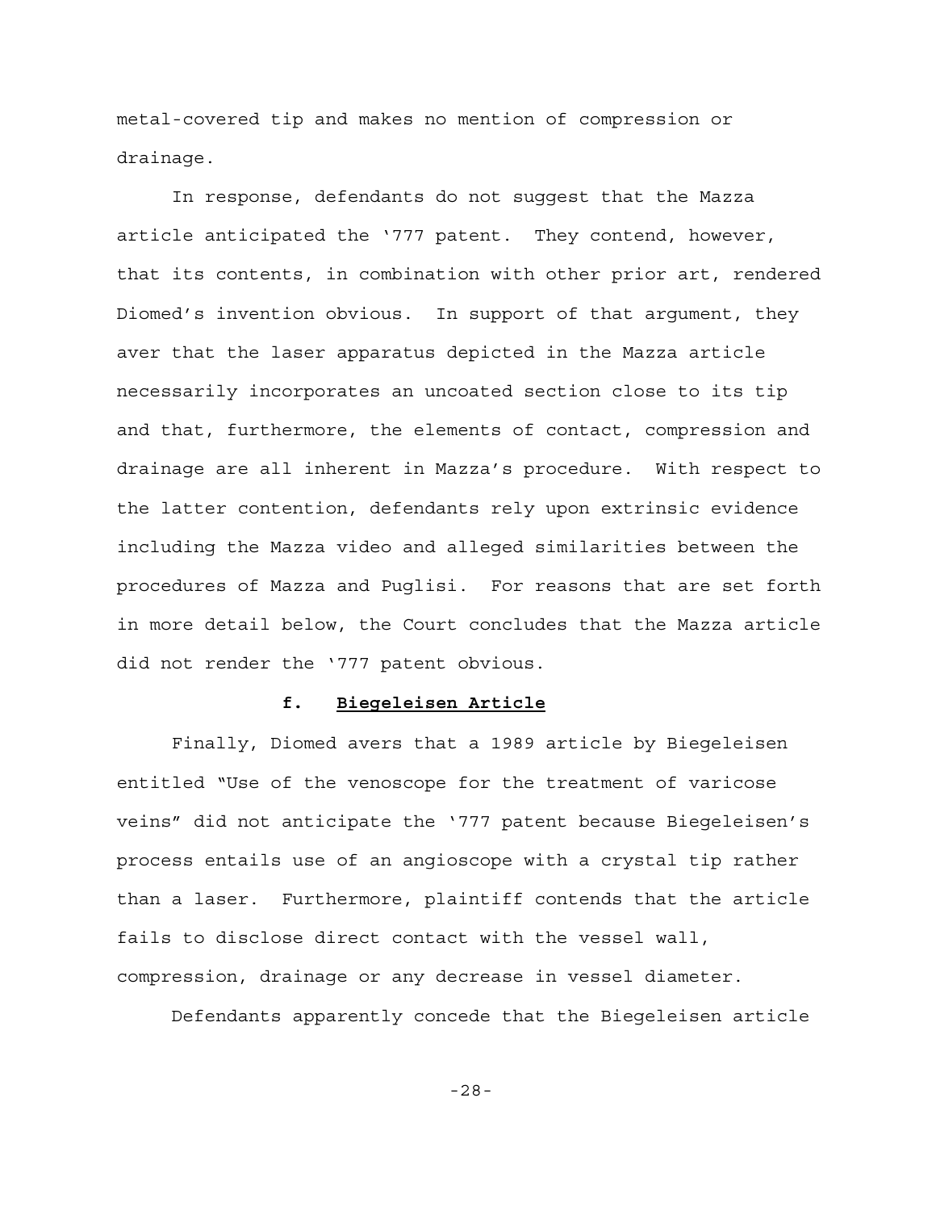metal-covered tip and makes no mention of compression or drainage.

In response, defendants do not suggest that the Mazza article anticipated the '777 patent. They contend, however, that its contents, in combination with other prior art, rendered Diomed's invention obvious. In support of that argument, they aver that the laser apparatus depicted in the Mazza article necessarily incorporates an uncoated section close to its tip and that, furthermore, the elements of contact, compression and drainage are all inherent in Mazza's procedure. With respect to the latter contention, defendants rely upon extrinsic evidence including the Mazza video and alleged similarities between the procedures of Mazza and Puglisi. For reasons that are set forth in more detail below, the Court concludes that the Mazza article did not render the '777 patent obvious.

#### f. Biegeleisen Article

Finally, Diomed avers that a 1989 article by Biegeleisen entitled "Use of the venoscope for the treatment of varicose veins" did not anticipate the '777 patent because Biegeleisen's process entails use of an angioscope with a crystal tip rather than a laser. Furthermore, plaintiff contends that the article fails to disclose direct contact with the vessel wall, compression, drainage or any decrease in vessel diameter.

Defendants apparently concede that the Biegeleisen article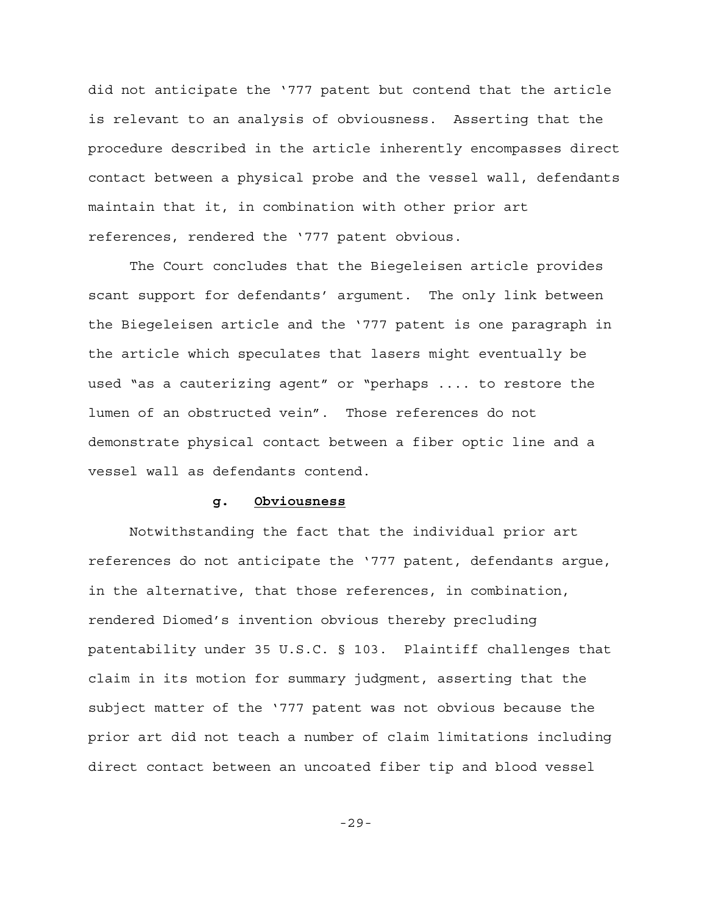did not anticipate the ‘777 patent but contend that the article is relevant to an analysis of obviousness. Asserting that the procedure described in the article inherently encompasses direct contact between a physical probe and the vessel wall, defendants maintain that it, in combination with other prior art references, rendered the ‘777 patent obvious.

The Court concludes that the Biegeleisen article provides scant support for defendants’ argument. The only link between the Biegeleisen article and the ‘777 patent is one paragraph in the article which speculates that lasers might eventually be used “as a cauterizing agent” or “perhaps .... to restore the lumen of an obstructed vein”. Those references do not demonstrate physical contact between a fiber optic line and a vessel wall as defendants contend.

#### g. <u>Obviousness</u>

Notwithstanding the fact that the individual prior art references do not anticipate the ‘777 patent, defendants argue, in the alternative, that those references, in combination, rendered Diomed’s invention obvious thereby precluding patentability under 35 U.S.C. § 103. Plaintiff challenges that claim in its motion for summary judgment, asserting that the subject matter of the ‘777 patent was not obvious because the prior art did not teach a number of claim limitations including direct contact between an uncoated fiber tip and blood vessel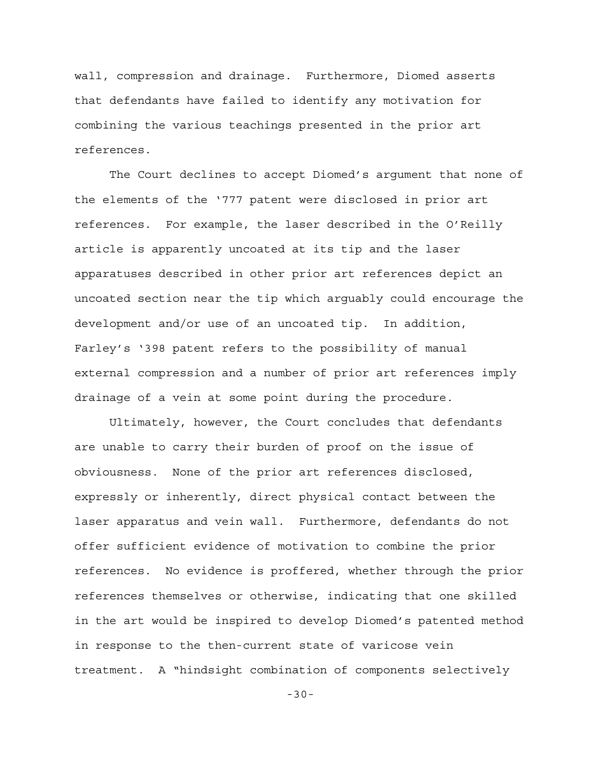wall, compression and drainage. Furthermore, Diomed asserts that defendants have failed to identify any motivation for combining the various teachings presented in the prior art references.

The Court declines to accept Diomed's argument that none of the elements of the '777 patent were disclosed in prior art references. For example, the laser described in the O'Reilly article is apparently uncoated at its tip and the laser apparatuses described in other prior art references depict an uncoated section near the tip which arguably could encourage the development and/or use of an uncoated tip. In addition, Farley's '398 patent refers to the possibility of manual external compression and a number of prior art references imply drainage of a vein at some point during the procedure.

Ultimately, however, the Court concludes that defendants are unable to carry their burden of proof on the issue of obviousness. None of the prior art references disclosed, expressly or inherently, direct physical contact between the laser apparatus and vein wall. Furthermore, defendants do not offer sufficient evidence of motivation to combine the prior references. No evidence is proffered, whether through the prior references themselves or otherwise, indicating that one skilled in the art would be inspired to develop Diomed's patented method in response to the then-current state of varicose vein treatment. A "hindsight combination of components selectively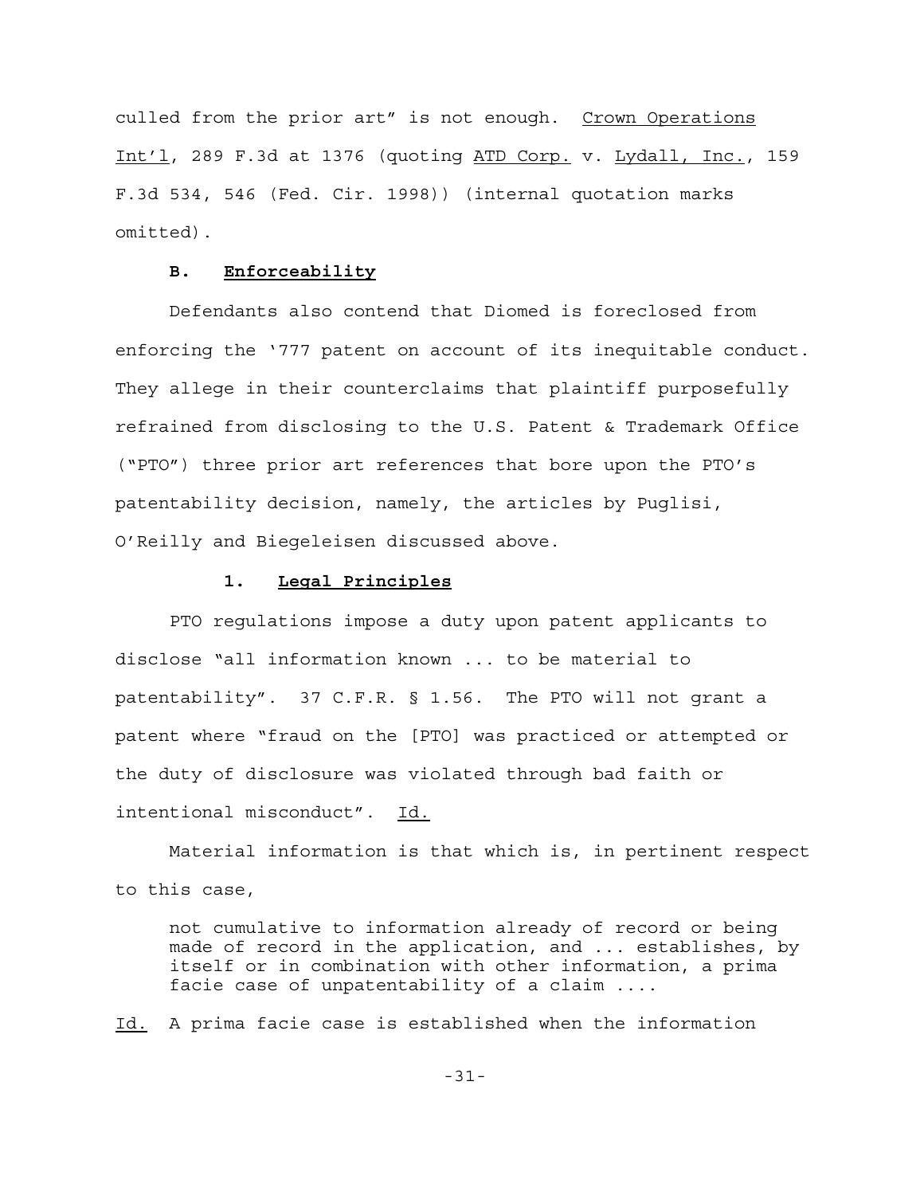culled from the prior art" is not enough. Crown Operations Int'l, 289 F.3d at 1376 (quoting ATD Corp. v. Lydall, Inc., 159 F.3d 534, 546 (Fed. Cir. 1998)) (internal quotation marks omitted).

### B. Enforceability

Defendants also contend that Diomed is foreclosed from enforcing the '777 patent on account of its inequitable conduct. They allege in their counterclaims that plaintiff purposefully refrained from disclosing to the U.S. Patent & Trademark Office ("PTO") three prior art references that bore upon the PTO's patentability decision, namely, the articles by Puglisi, O'Reilly and Biegeleisen discussed above.

#### 1. Legal Principles

PTO regulations impose a duty upon patent applicants to disclose "all information known ... to be material to patentability". 37 C.F.R. § 1.56. The PTO will not grant a patent where "fraud on the [PTO] was practiced or attempted or the duty of disclosure was violated through bad faith or intentional misconduct". Id.

Material information is that which is, in pertinent respect to this case,

> not cumulative to information already of record or being made of record in the application, and ... establishes, by itself or in combination with other information, a prima facie case of unpatentability of a claim ....

Id. A prima facie case is established when the information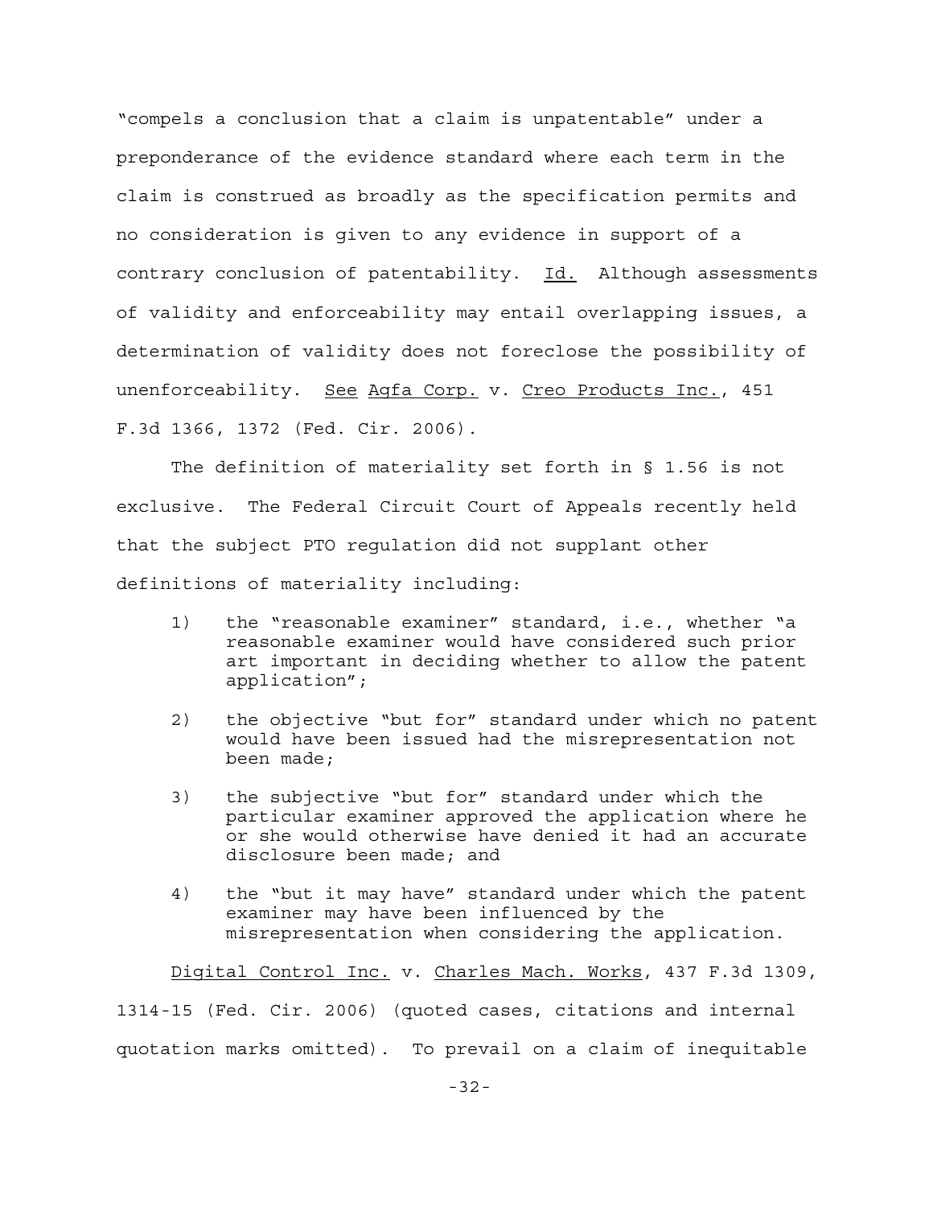"compels a conclusion that a claim is unpatentable" under a preponderance of the evidence standard where each term in the claim is construed as broadly as the specification permits and no consideration is given to any evidence in support of a contrary conclusion of patentability. Id. Although assessments of validity and enforceability may entail overlapping issues, a determination of validity does not foreclose the possibility of unenforceability. See Agfa Corp. v. Creo Products Inc., 451 F.3d 1366, 1372 (Fed. Cir. 2006).

The definition of materiality set forth in § 1.56 is not exclusive. The Federal Circuit Court of Appeals recently held that the subject PTO regulation did not supplant other definitions of materiality including:

1) the "reasonable examiner" standard, i.e., whether "a reasonable examiner would have considered such prior art important in deciding whether to allow the patent application";

2) the objective "but for" standard under which no patent would have been issued had the misrepresentation not been made;

3) the subjective "but for" standard under which the particular examiner approved the application where he or she would otherwise have denied it had an accurate disclosure been made; and

4) the "but it may have" standard under which the patent examiner may have been influenced by the misrepresentation when considering the application.

Digital Control Inc. v. Charles Mach. Works, 437 F.3d 1309, 1314-15 (Fed. Cir. 2006) (quoted cases, citations and internal quotation marks omitted). To prevail on a claim of inequitable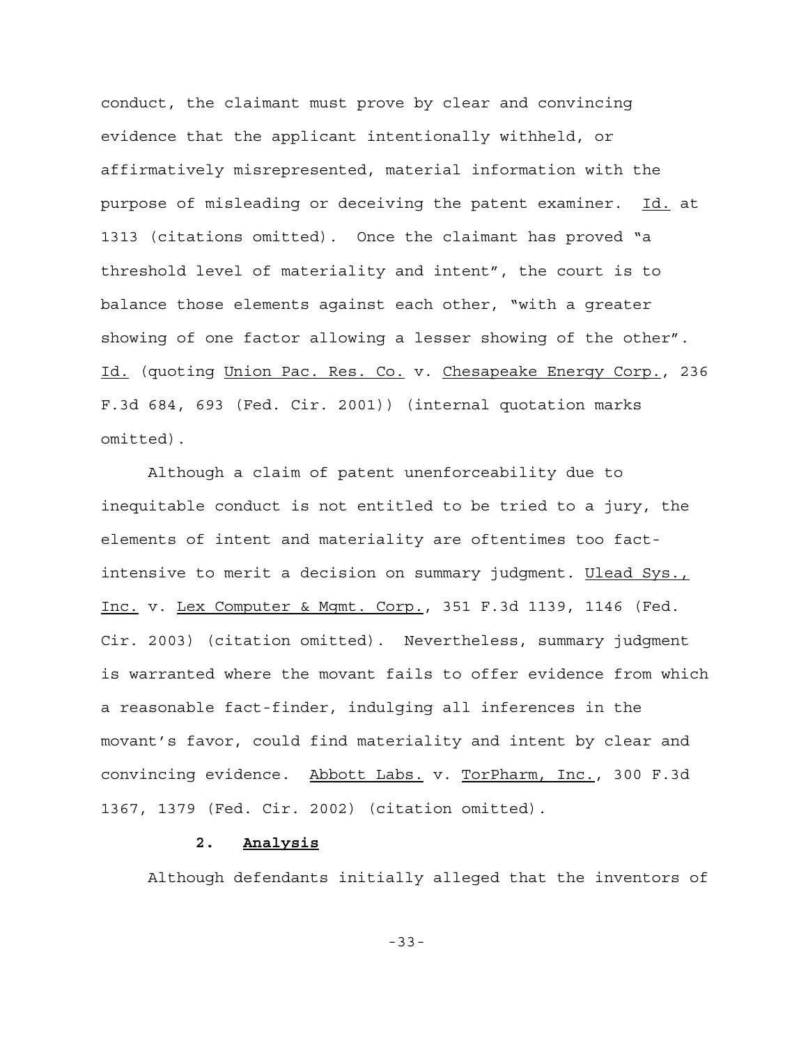conduct, the claimant must prove by clear and convincing evidence that the applicant intentionally withheld, or affirmatively misrepresented, material information with the purpose of misleading or deceiving the patent examiner. Id. at 1313 (citations omitted). Once the claimant has proved "a threshold level of materiality and intent", the court is to balance those elements against each other, "with a greater showing of one factor allowing a lesser showing of the other". Id. (quoting Union Pac. Res. Co. v. Chesapeake Energy Corp., 236 F.3d 684, 693 (Fed. Cir. 2001)) (internal quotation marks omitted).

Although a claim of patent unenforceability due to inequitable conduct is not entitled to be tried to a jury, the elements of intent and materiality are oftentimes too fact-intensive to merit a decision on summary judgment. Ulead Sys., Inc. v. Lex Computer & Mgmt. Corp., 351 F.3d 1139, 1146 (Fed. Cir. 2003) (citation omitted). Nevertheless, summary judgment is warranted where the movant fails to offer evidence from which a reasonable fact-finder, indulging all inferences in the movant's favor, could find materiality and intent by clear and convincing evidence. Abbott Labs. v. TorPharm, Inc., 300 F.3d 1367, 1379 (Fed. Cir. 2002) (citation omitted).

**2. Analysis**

Although defendants initially alleged that the inventors of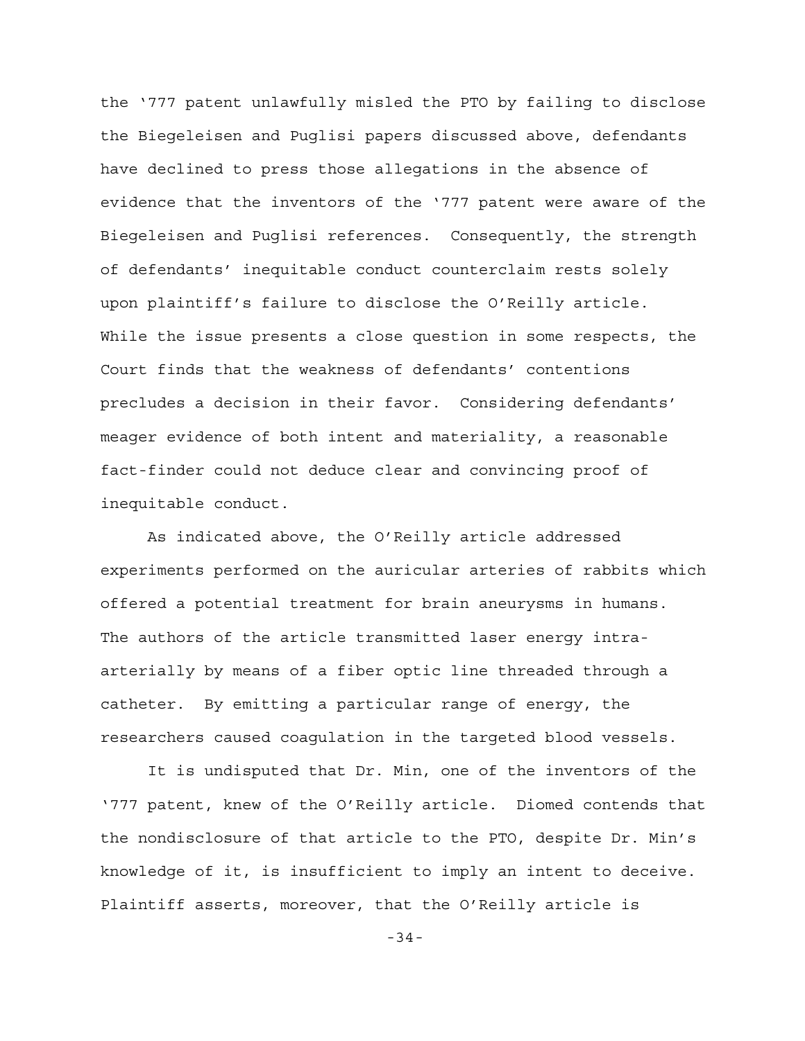the ‘777 patent unlawfully misled the PTO by failing to disclose the Biegeleisen and Puglisi papers discussed above, defendants have declined to press those allegations in the absence of evidence that the inventors of the ‘777 patent were aware of the Biegeleisen and Puglisi references. Consequently, the strength of defendants’ inequitable conduct counterclaim rests solely upon plaintiff’s failure to disclose the O’Reilly article. While the issue presents a close question in some respects, the Court finds that the weakness of defendants’ contentions precludes a decision in their favor. Considering defendants’ meager evidence of both intent and materiality, a reasonable fact-finder could not deduce clear and convincing proof of inequitable conduct.

As indicated above, the O’Reilly article addressed experiments performed on the auricular arteries of rabbits which offered a potential treatment for brain aneurysms in humans. The authors of the article transmitted laser energy intra-arterially by means of a fiber optic line threaded through a catheter. By emitting a particular range of energy, the researchers caused coagulation in the targeted blood vessels.

It is undisputed that Dr. Min, one of the inventors of the ‘777 patent, knew of the O’Reilly article. Diomed contends that the nondisclosure of that article to the PTO, despite Dr. Min’s knowledge of it, is insufficient to imply an intent to deceive. Plaintiff asserts, moreover, that the O’Reilly article is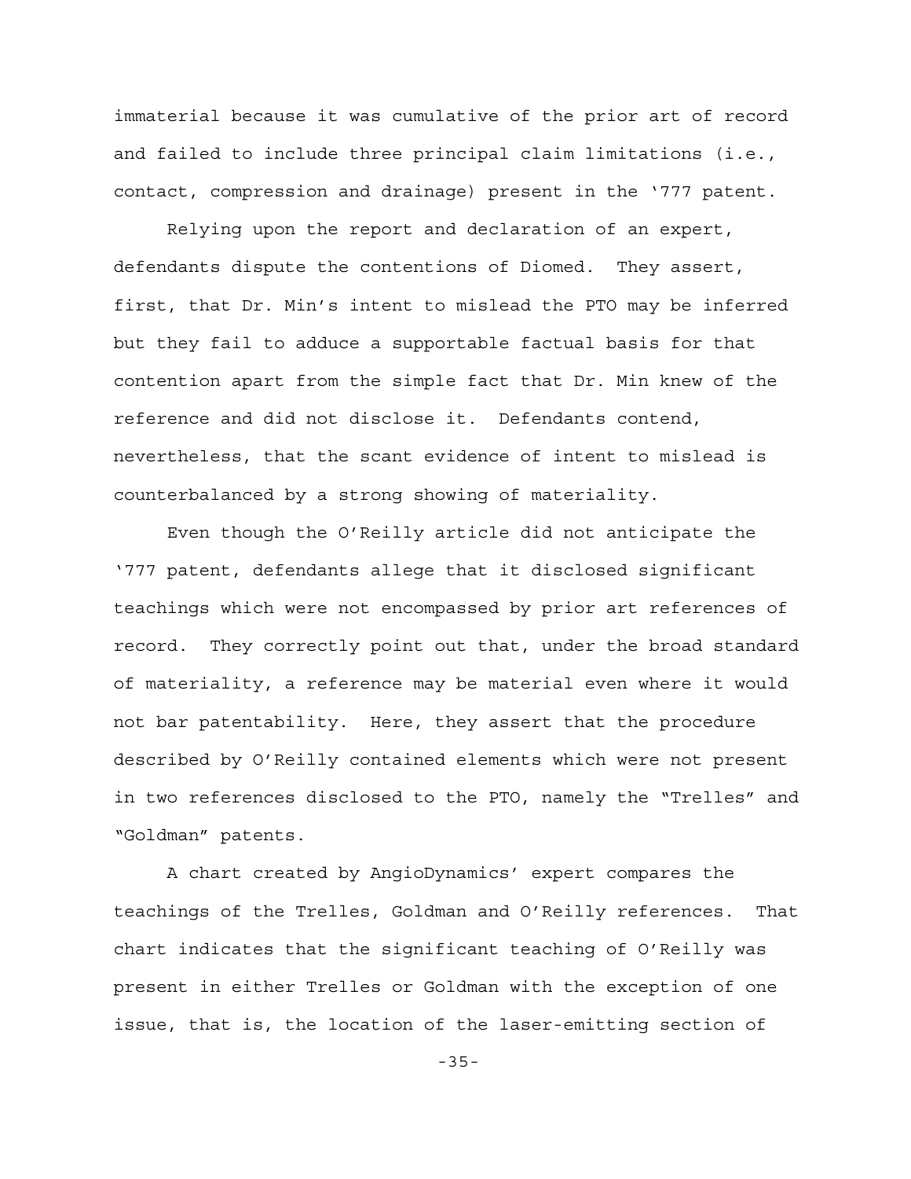immaterial because it was cumulative of the prior art of record and failed to include three principal claim limitations (i.e., contact, compression and drainage) present in the '777 patent.

Relying upon the report and declaration of an expert, defendants dispute the contentions of Diomed. They assert, first, that Dr. Min's intent to mislead the PTO may be inferred but they fail to adduce a supportable factual basis for that contention apart from the simple fact that Dr. Min knew of the reference and did not disclose it. Defendants contend, nevertheless, that the scant evidence of intent to mislead is counterbalanced by a strong showing of materiality.

Even though the O'Reilly article did not anticipate the '777 patent, defendants allege that it disclosed significant teachings which were not encompassed by prior art references of record. They correctly point out that, under the broad standard of materiality, a reference may be material even where it would not bar patentability. Here, they assert that the procedure described by O'Reilly contained elements which were not present in two references disclosed to the PTO, namely the "Trelles" and "Goldman" patents.

A chart created by AngioDynamics' expert compares the teachings of the Trelles, Goldman and O'Reilly references. That chart indicates that the significant teaching of O'Reilly was present in either Trelles or Goldman with the exception of one issue, that is, the location of the laser-emitting section of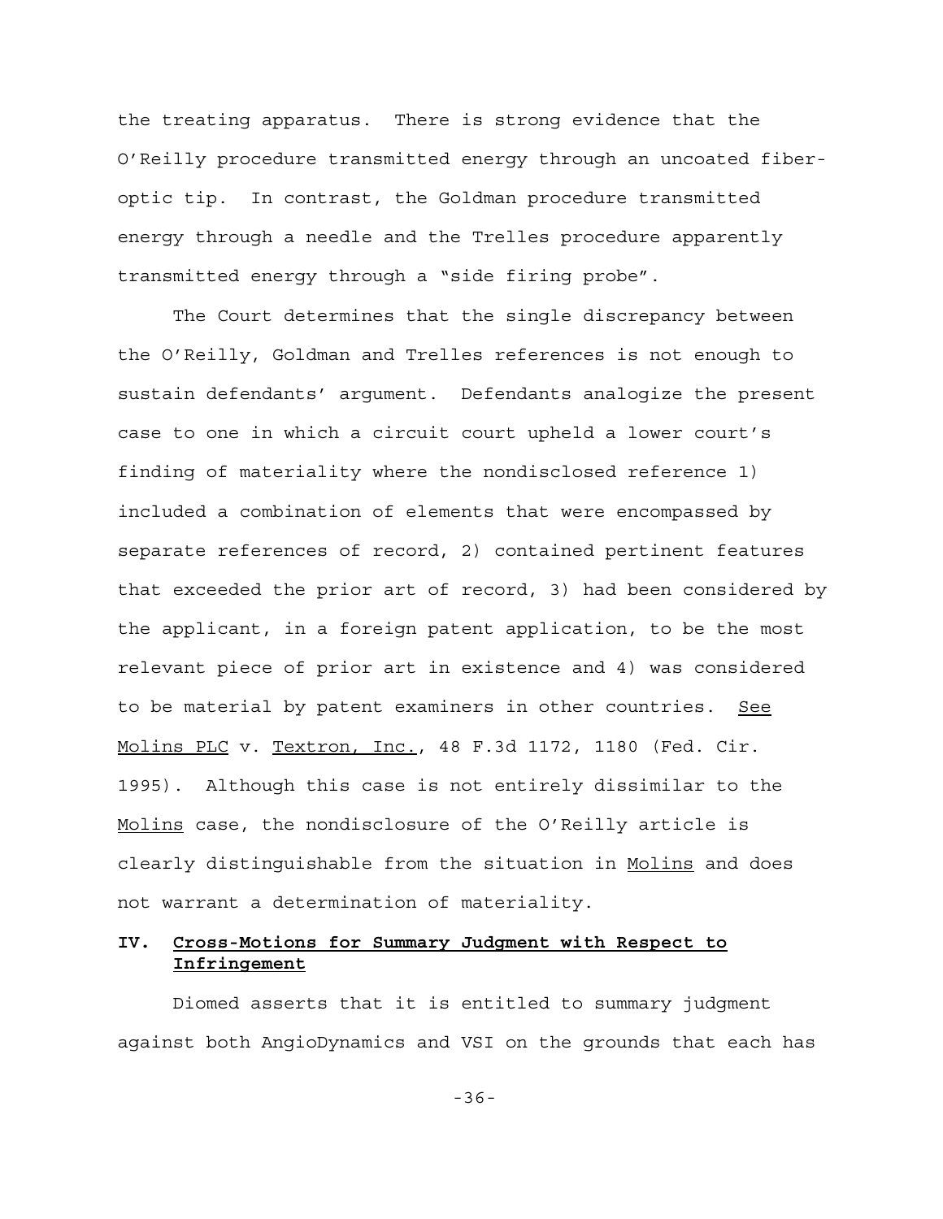the treating apparatus. There is strong evidence that the O'Reilly procedure transmitted energy through an uncoated fiber-optic tip. In contrast, the Goldman procedure transmitted energy through a needle and the Trelles procedure apparently transmitted energy through a "side firing probe".

The Court determines that the single discrepancy between the O'Reilly, Goldman and Trelles references is not enough to sustain defendants' argument. Defendants analogize the present case to one in which a circuit court upheld a lower court's finding of materiality where the nondisclosed reference 1) included a combination of elements that were encompassed by separate references of record, 2) contained pertinent features that exceeded the prior art of record, 3) had been considered by the applicant, in a foreign patent application, to be the most relevant piece of prior art in existence and 4) was considered to be material by patent examiners in other countries. See Molins PLC v. Textron, Inc., 48 F.3d 1172, 1180 (Fed. Cir. 1995). Although this case is not entirely dissimilar to the Molins case, the nondisclosure of the O'Reilly article is clearly distinguishable from the situation in Molins and does not warrant a determination of materiality.

## IV. Cross-Motions for Summary Judgment with Respect to Infringement

Diomed asserts that it is entitled to summary judgment against both AngioDynamics and VSI on the grounds that each has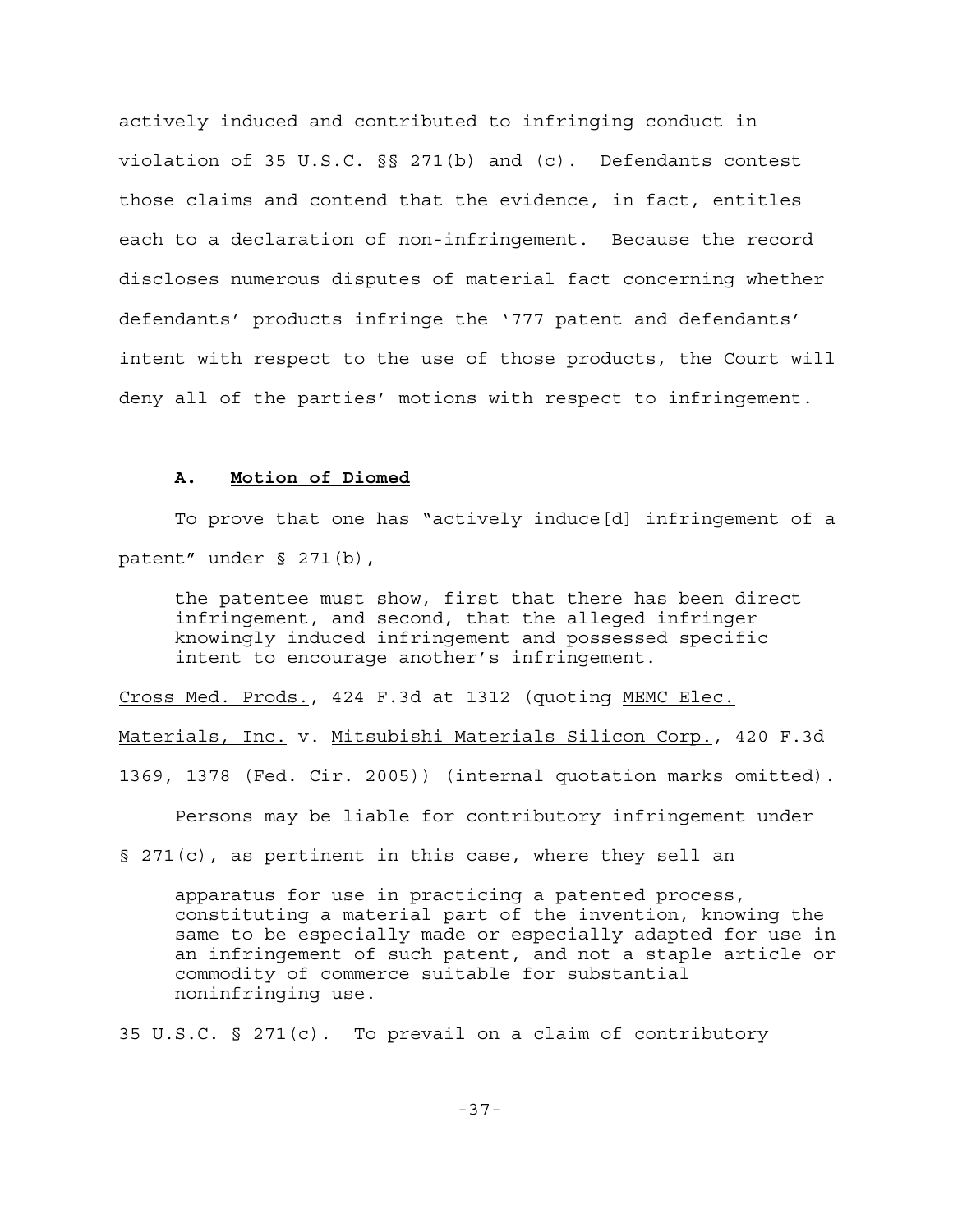actively induced and contributed to infringing conduct in violation of 35 U.S.C. §§ 271(b) and (c). Defendants contest those claims and contend that the evidence, in fact, entitles each to a declaration of non-infringement. Because the record discloses numerous disputes of material fact concerning whether defendants' products infringe the '777 patent and defendants' intent with respect to the use of those products, the Court will deny all of the parties' motions with respect to infringement.

### A. **Motion of Diomed**

To prove that one has "actively induce[d] infringement of a patent" under § 271(b),

> the patentee must show, first that there has been direct infringement, and second, that the alleged infringer knowingly induced infringement and possessed specific intent to encourage another's infringement.

Cross Med. Prods., 424 F.3d at 1312 (quoting MEMC Elec. Materials, Inc. v. Mitsubishi Materials Silicon Corp., 420 F.3d 1369, 1378 (Fed. Cir. 2005)) (internal quotation marks omitted).

Persons may be liable for contributory infringement under § 271(c), as pertinent in this case, where they sell an

> apparatus for use in practicing a patented process, constituting a material part of the invention, knowing the same to be especially made or especially adapted for use in an infringement of such patent, and not a staple article or commodity of commerce suitable for substantial noninfringing use.

35 U.S.C. § 271(c). To prevail on a claim of contributory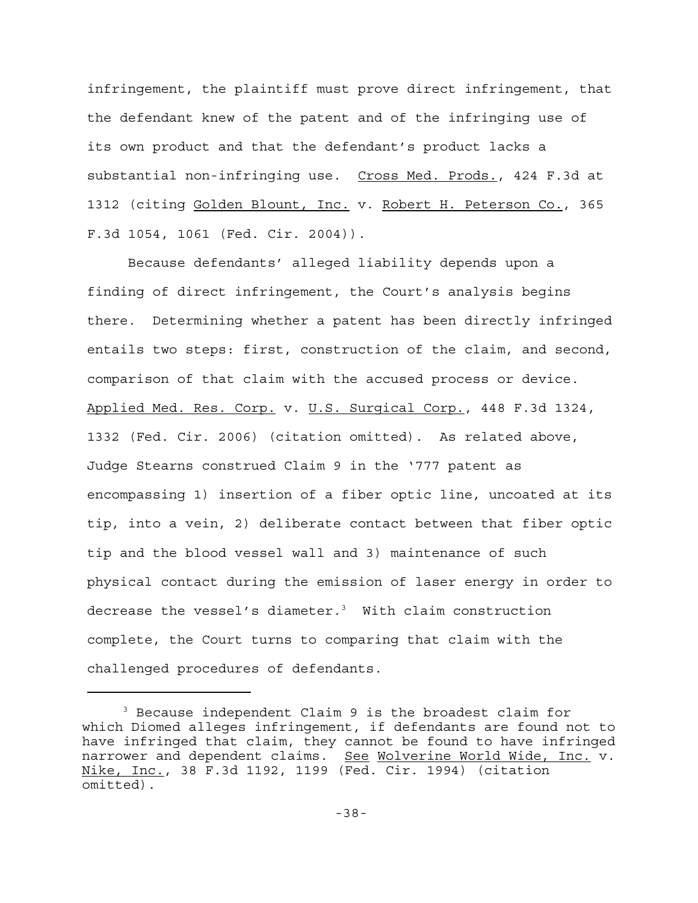infringement, the plaintiff must prove direct infringement, that the defendant knew of the patent and of the infringing use of its own product and that the defendant's product lacks a substantial non-infringing use. Cross Med. Prods., 424 F.3d at 1312 (citing Golden Blount, Inc. v. Robert H. Peterson Co., 365 F.3d 1054, 1061 (Fed. Cir. 2004)).

Because defendants' alleged liability depends upon a finding of direct infringement, the Court's analysis begins there. Determining whether a patent has been directly infringed entails two steps: first, construction of the claim, and second, comparison of that claim with the accused process or device. Applied Med. Res. Corp. v. U.S. Surgical Corp., 448 F.3d 1324, 1332 (Fed. Cir. 2006) (citation omitted). As related above, Judge Stearns construed Claim 9 in the '777 patent as encompassing 1) insertion of a fiber optic line, uncoated at its tip, into a vein, 2) deliberate contact between that fiber optic tip and the blood vessel wall and 3) maintenance of such physical contact during the emission of laser energy in order to decrease the vessel's diameter.[3] With claim construction complete, the Court turns to comparing that claim with the challenged procedures of defendants.

---

[3] Because independent Claim 9 is the broadest claim for which Diomed alleges infringement, if defendants are found not to have infringed that claim, they cannot be found to have infringed narrower and dependent claims. See Wolverine World Wide, Inc. v. Nike, Inc., 38 F.3d 1192, 1199 (Fed. Cir. 1994) (citation omitted).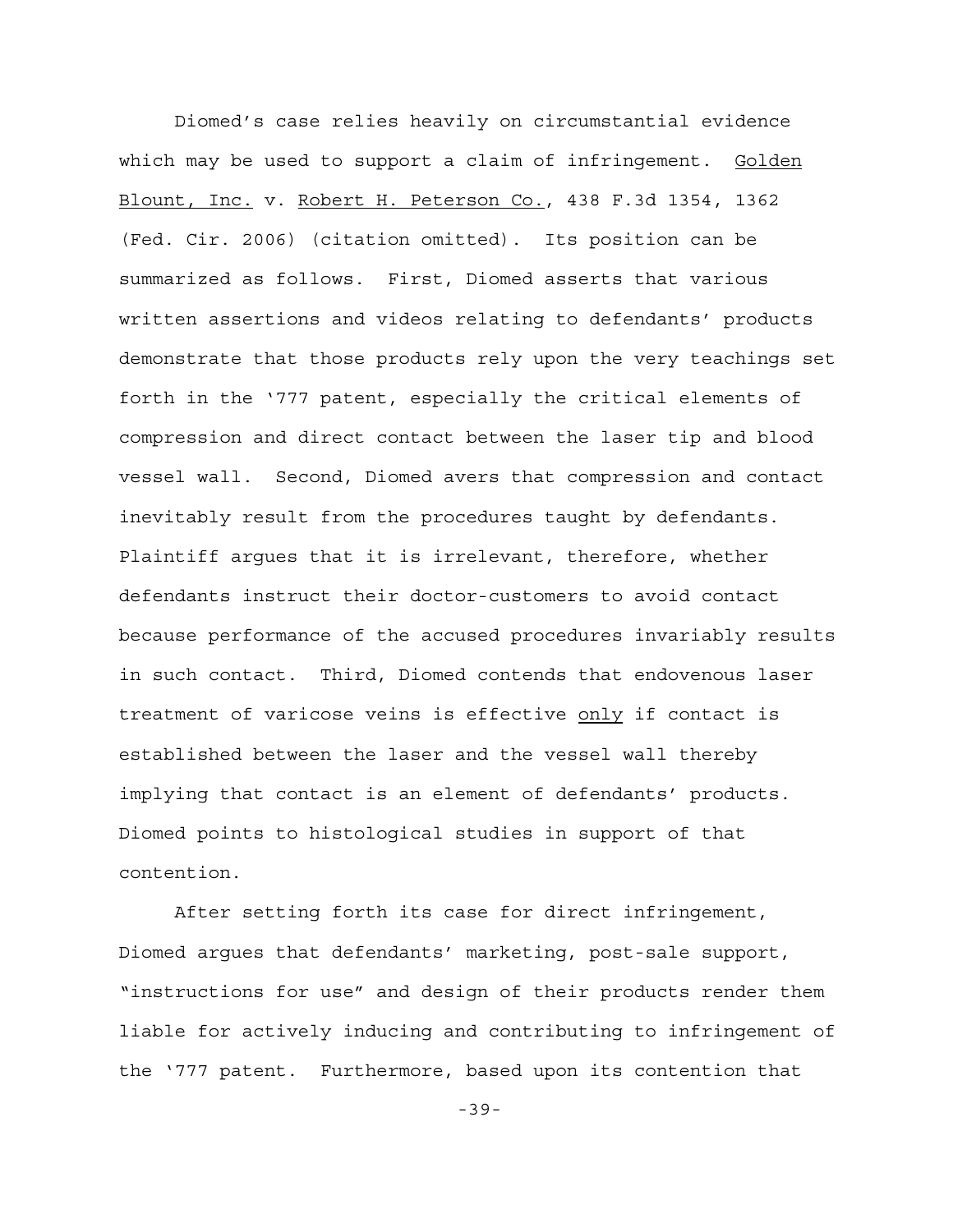Diomed's case relies heavily on circumstantial evidence which may be used to support a claim of infringement. Golden Blount, Inc. v. Robert H. Peterson Co., 438 F.3d 1354, 1362 (Fed. Cir. 2006) (citation omitted). Its position can be summarized as follows. First, Diomed asserts that various written assertions and videos relating to defendants' products demonstrate that those products rely upon the very teachings set forth in the '777 patent, especially the critical elements of compression and direct contact between the laser tip and blood vessel wall. Second, Diomed avers that compression and contact inevitably result from the procedures taught by defendants. Plaintiff argues that it is irrelevant, therefore, whether defendants instruct their doctor-customers to avoid contact because performance of the accused procedures invariably results in such contact. Third, Diomed contends that endovenous laser treatment of varicose veins is effective only if contact is established between the laser and the vessel wall thereby implying that contact is an element of defendants' products. Diomed points to histological studies in support of that contention.

After setting forth its case for direct infringement, Diomed argues that defendants' marketing, post-sale support, "instructions for use" and design of their products render them liable for actively inducing and contributing to infringement of the '777 patent. Furthermore, based upon its contention that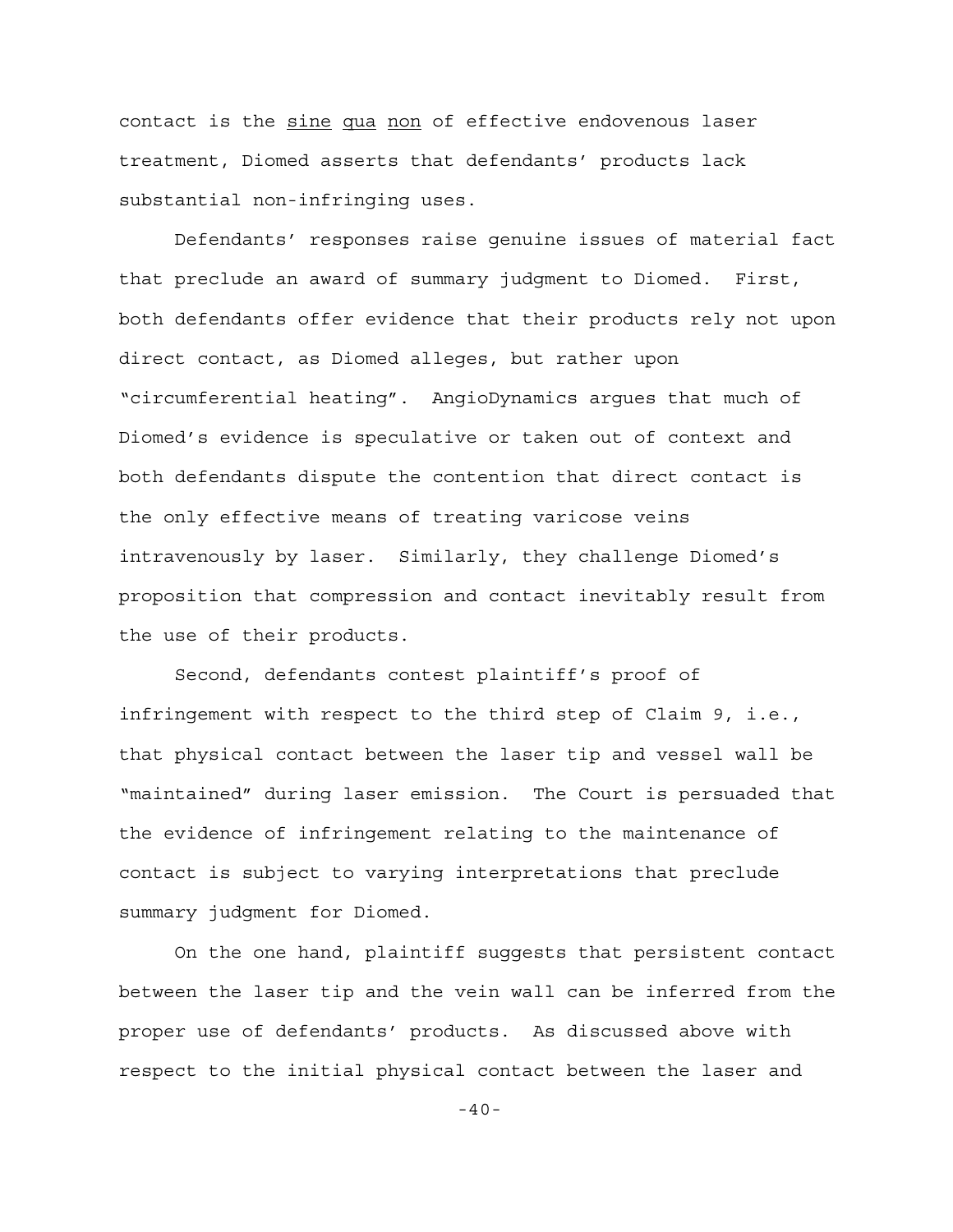contact is the _sine qua non_ of effective endovenous laser treatment, Diomed asserts that defendants' products lack substantial non-infringing uses.

Defendants' responses raise genuine issues of material fact that preclude an award of summary judgment to Diomed. First, both defendants offer evidence that their products rely not upon direct contact, as Diomed alleges, but rather upon "circumferential heating". AngioDynamics argues that much of Diomed's evidence is speculative or taken out of context and both defendants dispute the contention that direct contact is the only effective means of treating varicose veins intravenously by laser. Similarly, they challenge Diomed's proposition that compression and contact inevitably result from the use of their products.

Second, defendants contest plaintiff's proof of infringement with respect to the third step of Claim 9, i.e., that physical contact between the laser tip and vessel wall be "maintained" during laser emission. The Court is persuaded that the evidence of infringement relating to the maintenance of contact is subject to varying interpretations that preclude summary judgment for Diomed.

On the one hand, plaintiff suggests that persistent contact between the laser tip and the vein wall can be inferred from the proper use of defendants' products. As discussed above with respect to the initial physical contact between the laser and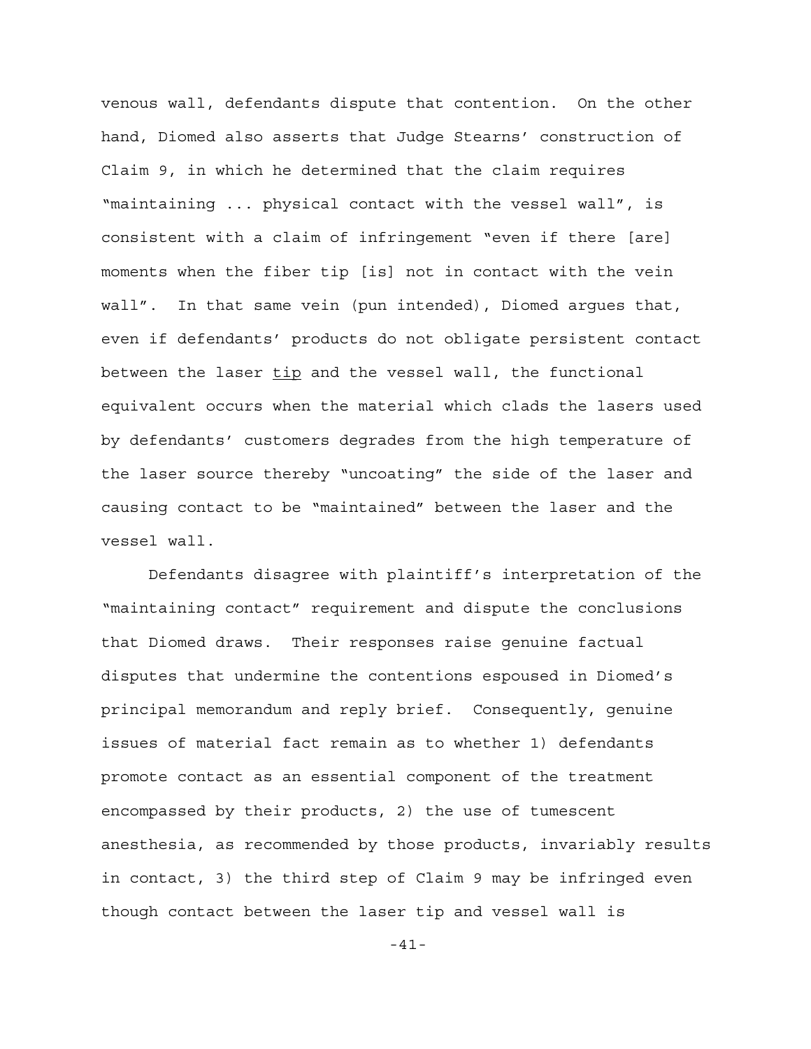venous wall, defendants dispute that contention. On the other hand, Diomed also asserts that Judge Stearns' construction of Claim 9, in which he determined that the claim requires "maintaining ... physical contact with the vessel wall", is consistent with a claim of infringement "even if there [are] moments when the fiber tip [is] not in contact with the vein wall". In that same vein (pun intended), Diomed argues that, even if defendants' products do not obligate persistent contact between the laser <u>tip</u> and the vessel wall, the functional equivalent occurs when the material which clads the lasers used by defendants' customers degrades from the high temperature of the laser source thereby "uncoating" the side of the laser and causing contact to be "maintained" between the laser and the vessel wall.

Defendants disagree with plaintiff's interpretation of the "maintaining contact" requirement and dispute the conclusions that Diomed draws. Their responses raise genuine factual disputes that undermine the contentions espoused in Diomed's principal memorandum and reply brief. Consequently, genuine issues of material fact remain as to whether 1) defendants promote contact as an essential component of the treatment encompassed by their products, 2) the use of tumescent anesthesia, as recommended by those products, invariably results in contact, 3) the third step of Claim 9 may be infringed even though contact between the laser tip and vessel wall is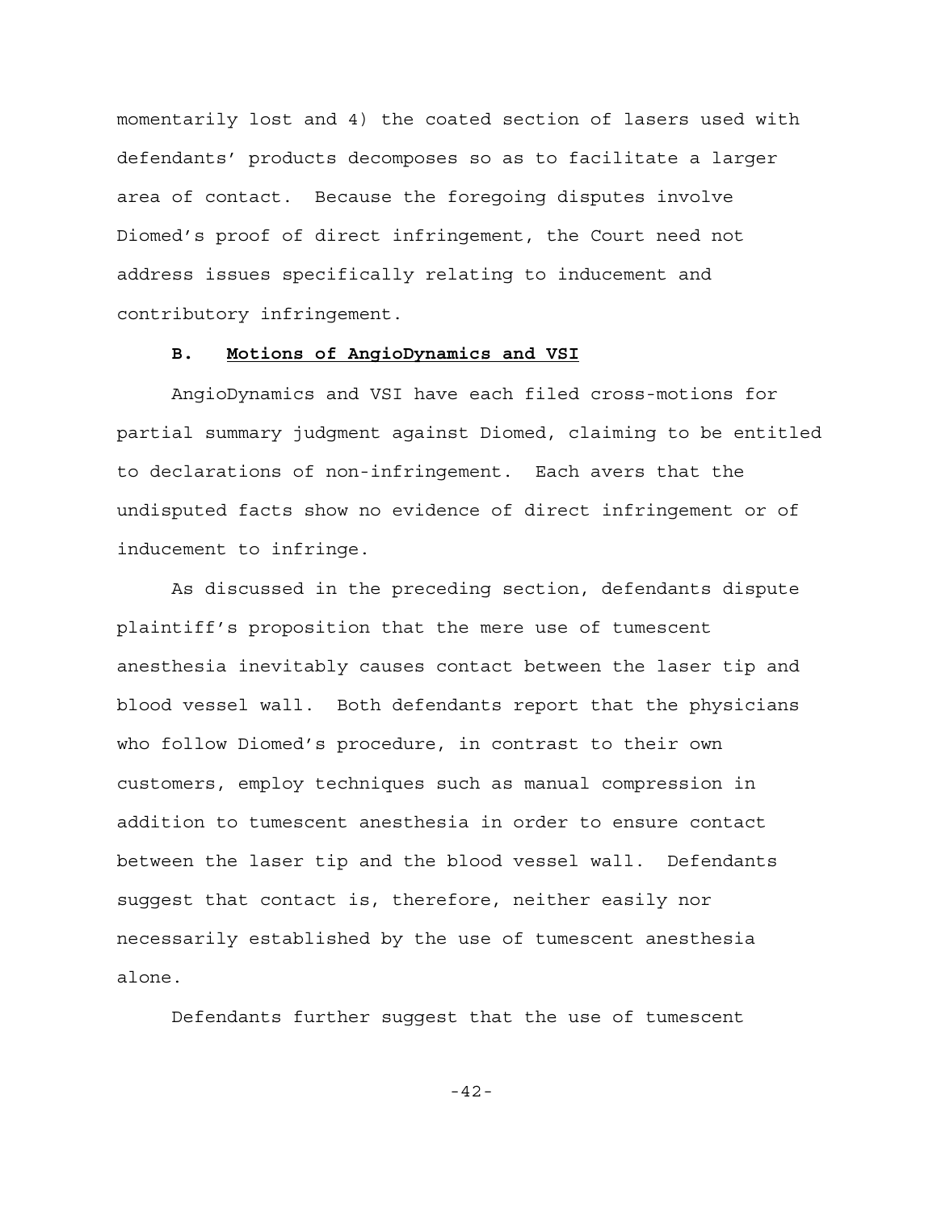momentarily lost and 4) the coated section of lasers used with defendants' products decomposes so as to facilitate a larger area of contact. Because the foregoing disputes involve Diomed's proof of direct infringement, the Court need not address issues specifically relating to inducement and contributory infringement.

### B. Motions of AngioDynamics and VSI

AngioDynamics and VSI have each filed cross-motions for partial summary judgment against Diomed, claiming to be entitled to declarations of non-infringement. Each avers that the undisputed facts show no evidence of direct infringement or of inducement to infringe.

As discussed in the preceding section, defendants dispute plaintiff's proposition that the mere use of tumescent anesthesia inevitably causes contact between the laser tip and blood vessel wall. Both defendants report that the physicians who follow Diomed's procedure, in contrast to their own customers, employ techniques such as manual compression in addition to tumescent anesthesia in order to ensure contact between the laser tip and the blood vessel wall. Defendants suggest that contact is, therefore, neither easily nor necessarily established by the use of tumescent anesthesia alone.

Defendants further suggest that the use of tumescent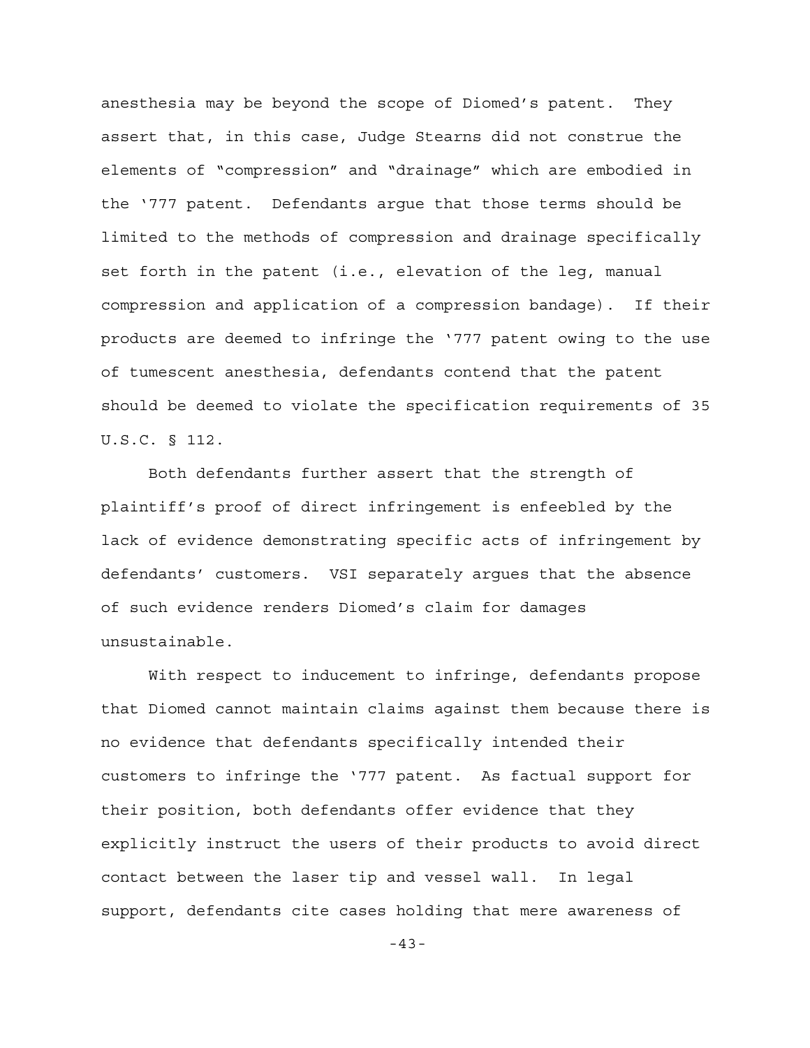anesthesia may be beyond the scope of Diomed's patent. They assert that, in this case, Judge Stearns did not construe the elements of "compression" and "drainage" which are embodied in the '777 patent. Defendants argue that those terms should be limited to the methods of compression and drainage specifically set forth in the patent (i.e., elevation of the leg, manual compression and application of a compression bandage). If their products are deemed to infringe the '777 patent owing to the use of tumescent anesthesia, defendants contend that the patent should be deemed to violate the specification requirements of 35 U.S.C. § 112.

Both defendants further assert that the strength of plaintiff's proof of direct infringement is enfeebled by the lack of evidence demonstrating specific acts of infringement by defendants' customers. VSI separately argues that the absence of such evidence renders Diomed's claim for damages unsustainable.

With respect to inducement to infringe, defendants propose that Diomed cannot maintain claims against them because there is no evidence that defendants specifically intended their customers to infringe the '777 patent. As factual support for their position, both defendants offer evidence that they explicitly instruct the users of their products to avoid direct contact between the laser tip and vessel wall. In legal support, defendants cite cases holding that mere awareness of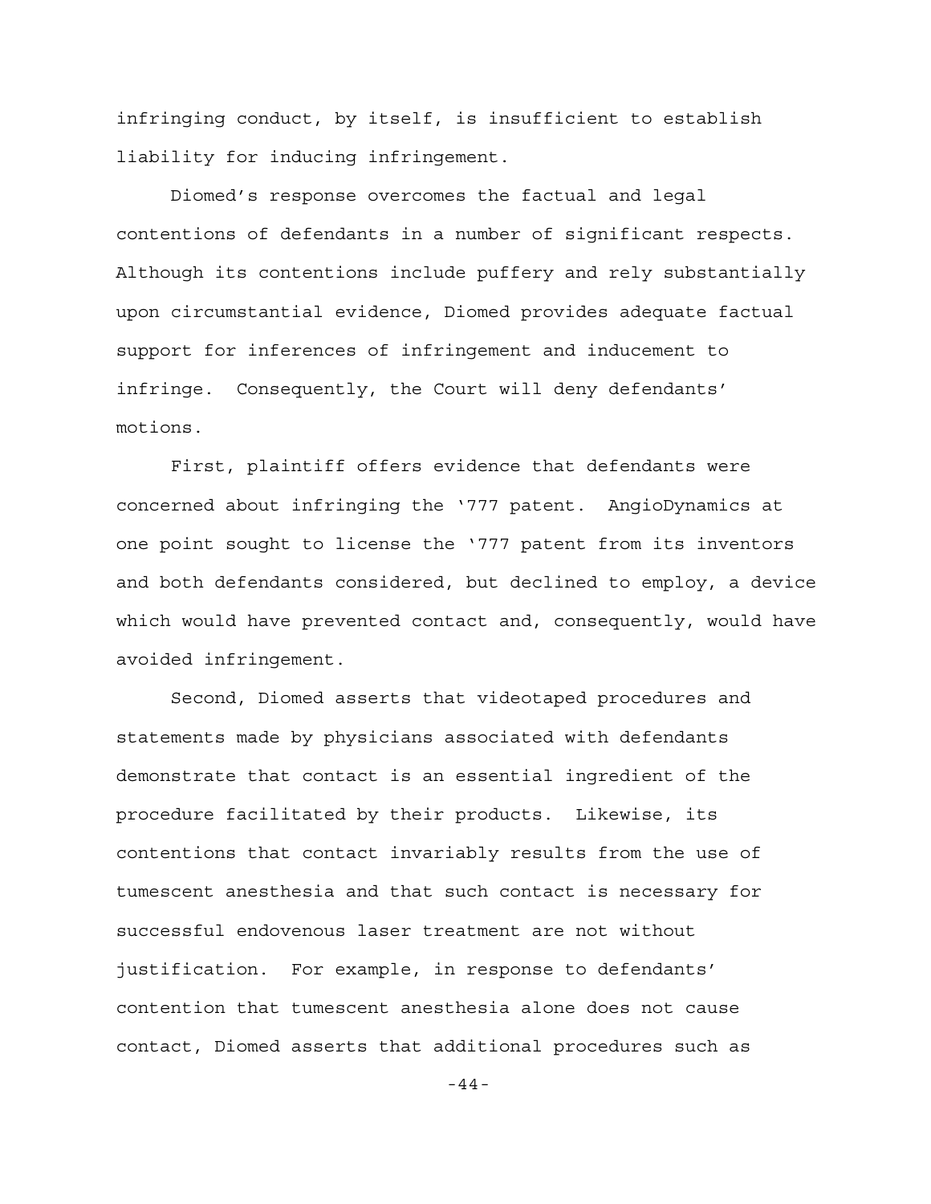infringing conduct, by itself, is insufficient to establish liability for inducing infringement.

Diomed's response overcomes the factual and legal contentions of defendants in a number of significant respects. Although its contentions include puffery and rely substantially upon circumstantial evidence, Diomed provides adequate factual support for inferences of infringement and inducement to infringe. Consequently, the Court will deny defendants' motions.

First, plaintiff offers evidence that defendants were concerned about infringing the '777 patent. AngioDynamics at one point sought to license the '777 patent from its inventors and both defendants considered, but declined to employ, a device which would have prevented contact and, consequently, would have avoided infringement.

Second, Diomed asserts that videotaped procedures and statements made by physicians associated with defendants demonstrate that contact is an essential ingredient of the procedure facilitated by their products. Likewise, its contentions that contact invariably results from the use of tumescent anesthesia and that such contact is necessary for successful endovenous laser treatment are not without justification. For example, in response to defendants' contention that tumescent anesthesia alone does not cause contact, Diomed asserts that additional procedures such as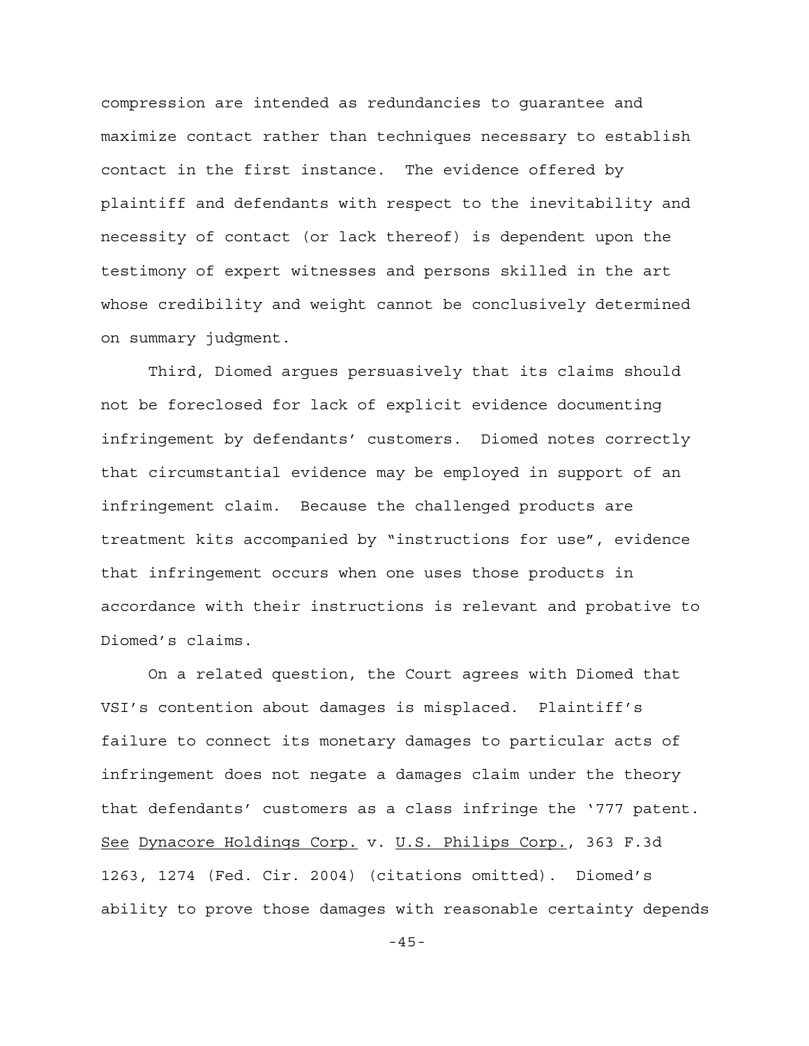compression are intended as redundancies to guarantee and maximize contact rather than techniques necessary to establish contact in the first instance. The evidence offered by plaintiff and defendants with respect to the inevitability and necessity of contact (or lack thereof) is dependent upon the testimony of expert witnesses and persons skilled in the art whose credibility and weight cannot be conclusively determined on summary judgment.

Third, Diomed argues persuasively that its claims should not be foreclosed for lack of explicit evidence documenting infringement by defendants' customers. Diomed notes correctly that circumstantial evidence may be employed in support of an infringement claim. Because the challenged products are treatment kits accompanied by "instructions for use", evidence that infringement occurs when one uses those products in accordance with their instructions is relevant and probative to Diomed's claims.

On a related question, the Court agrees with Diomed that VSI's contention about damages is misplaced. Plaintiff's failure to connect its monetary damages to particular acts of infringement does not negate a damages claim under the theory that defendants' customers as a class infringe the '777 patent. See Dynacore Holdings Corp. v. U.S. Philips Corp., 363 F.3d 1263, 1274 (Fed. Cir. 2004) (citations omitted). Diomed's ability to prove those damages with reasonable certainty depends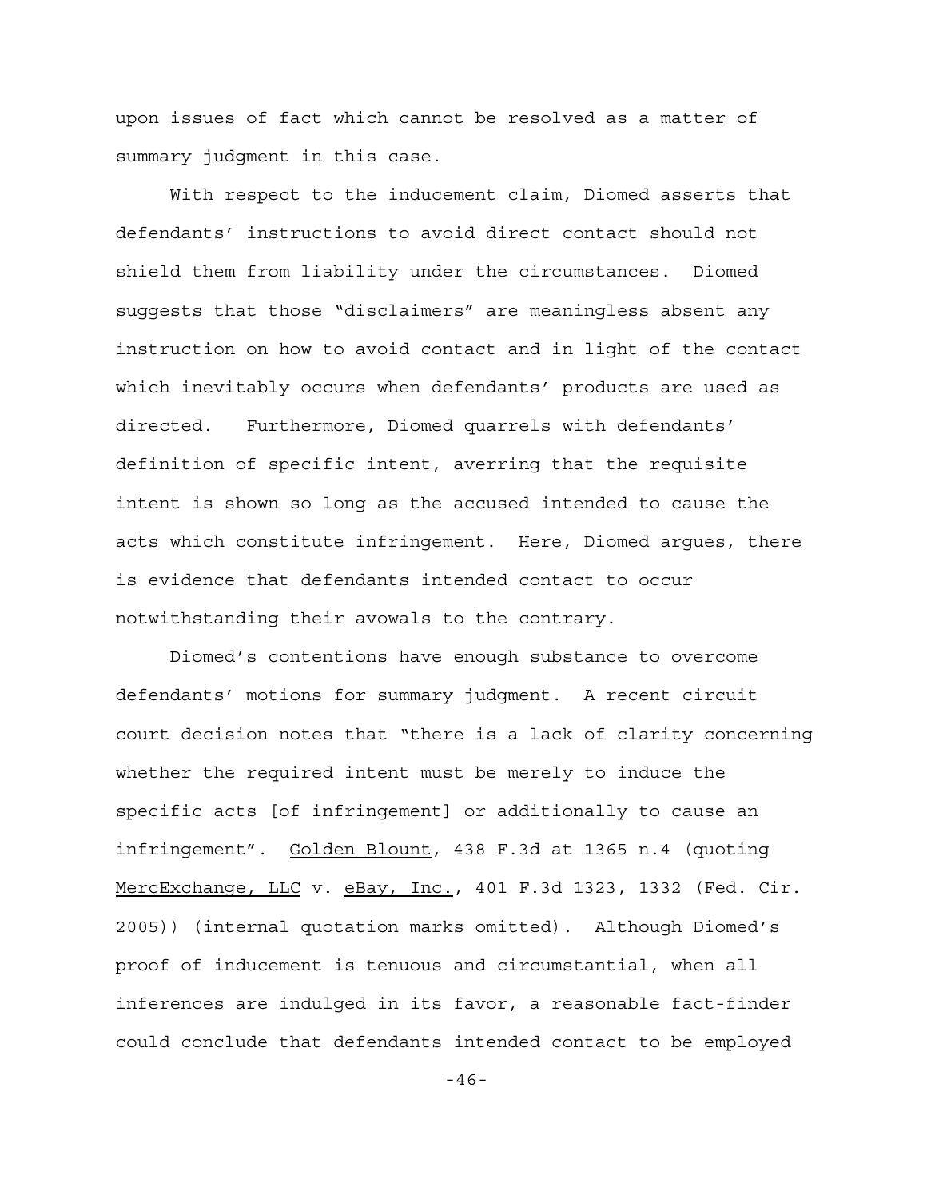upon issues of fact which cannot be resolved as a matter of summary judgment in this case.

With respect to the inducement claim, Diomed asserts that defendants' instructions to avoid direct contact should not shield them from liability under the circumstances. Diomed suggests that those "disclaimers" are meaningless absent any instruction on how to avoid contact and in light of the contact which inevitably occurs when defendants' products are used as directed. Furthermore, Diomed quarrels with defendants' definition of specific intent, averring that the requisite intent is shown so long as the accused intended to cause the acts which constitute infringement. Here, Diomed argues, there is evidence that defendants intended contact to occur notwithstanding their avowals to the contrary.

Diomed's contentions have enough substance to overcome defendants' motions for summary judgment. A recent circuit court decision notes that "there is a lack of clarity concerning whether the required intent must be merely to induce the specific acts [of infringement] or additionally to cause an infringement". Golden Blount, 438 F.3d at 1365 n.4 (quoting MercExchange, LLC v. eBay, Inc., 401 F.3d 1323, 1332 (Fed. Cir. 2005)) (internal quotation marks omitted). Although Diomed's proof of inducement is tenuous and circumstantial, when all inferences are indulged in its favor, a reasonable fact-finder could conclude that defendants intended contact to be employed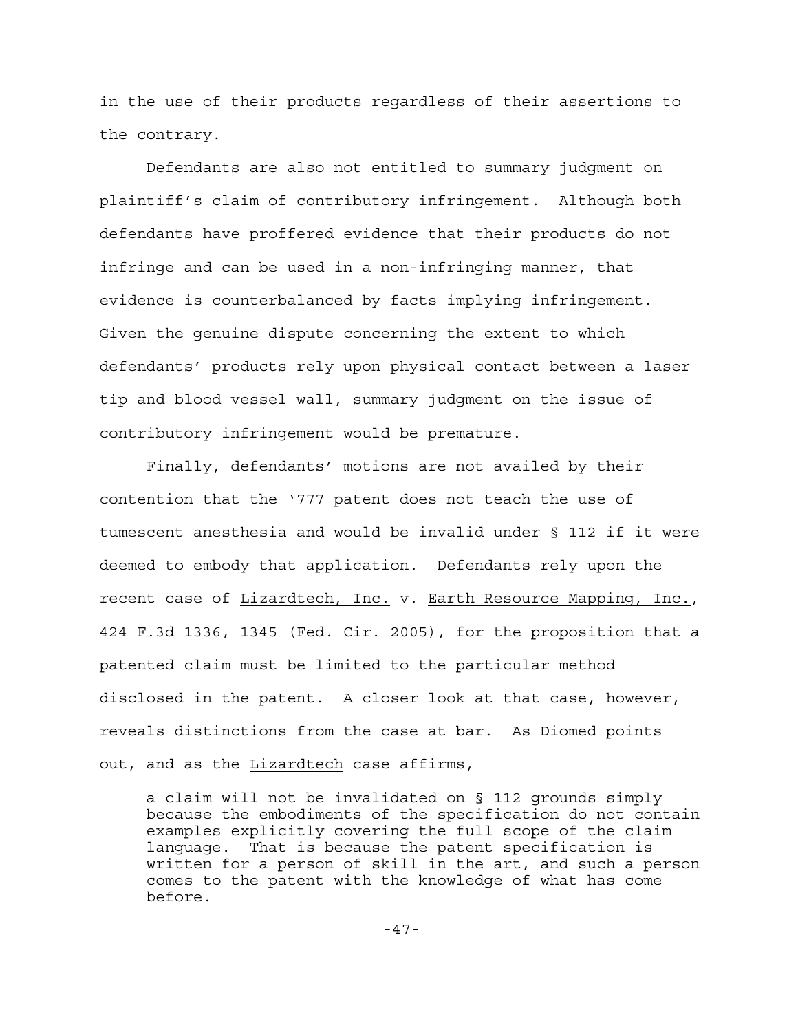in the use of their products regardless of their assertions to the contrary.

Defendants are also not entitled to summary judgment on plaintiff's claim of contributory infringement. Although both defendants have proffered evidence that their products do not infringe and can be used in a non-infringing manner, that evidence is counterbalanced by facts implying infringement. Given the genuine dispute concerning the extent to which defendants' products rely upon physical contact between a laser tip and blood vessel wall, summary judgment on the issue of contributory infringement would be premature.

Finally, defendants' motions are not availed by their contention that the '777 patent does not teach the use of tumescent anesthesia and would be invalid under § 112 if it were deemed to embody that application. Defendants rely upon the recent case of Lizardtech, Inc. v. Earth Resource Mapping, Inc., 424 F.3d 1336, 1345 (Fed. Cir. 2005), for the proposition that a patented claim must be limited to the particular method disclosed in the patent. A closer look at that case, however, reveals distinctions from the case at bar. As Diomed points out, and as the Lizardtech case affirms,

> a claim will not be invalidated on § 112 grounds simply because the embodiments of the specification do not contain examples explicitly covering the full scope of the claim language. That is because the patent specification is written for a person of skill in the art, and such a person comes to the patent with the knowledge of what has come before.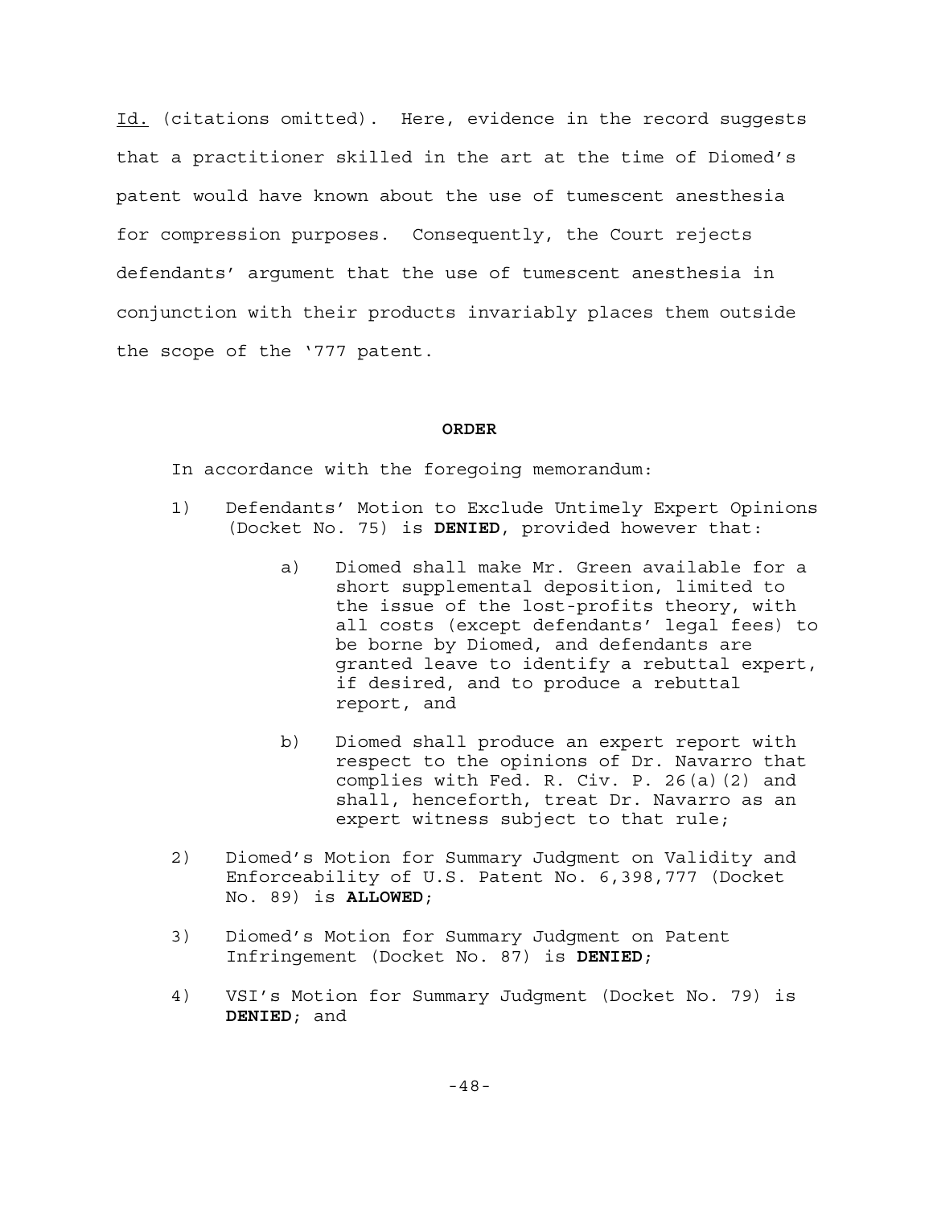Id. (citations omitted). Here, evidence in the record suggests that a practitioner skilled in the art at the time of Diomed's patent would have known about the use of tumescent anesthesia for compression purposes. Consequently, the Court rejects defendants' argument that the use of tumescent anesthesia in conjunction with their products invariably places them outside the scope of the '777 patent.

## ORDER

In accordance with the foregoing memorandum:

1) Defendants' Motion to Exclude Untimely Expert Opinions (Docket No. 75) is **DENIED**, provided however that:

   a) Diomed shall make Mr. Green available for a short supplemental deposition, limited to the issue of the lost-profits theory, with all costs (except defendants' legal fees) to be borne by Diomed, and defendants are granted leave to identify a rebuttal expert, if desired, and to produce a rebuttal report, and

   b) Diomed shall produce an expert report with respect to the opinions of Dr. Navarro that complies with Fed. R. Civ. P. 26(a)(2) and shall, henceforth, treat Dr. Navarro as an expert witness subject to that rule;

2) Diomed's Motion for Summary Judgment on Validity and Enforceability of U.S. Patent No. 6,398,777 (Docket No. 89) is **ALLOWED**;

3) Diomed's Motion for Summary Judgment on Patent Infringement (Docket No. 87) is **DENIED**;

4) VSI's Motion for Summary Judgment (Docket No. 79) is **DENIED**; and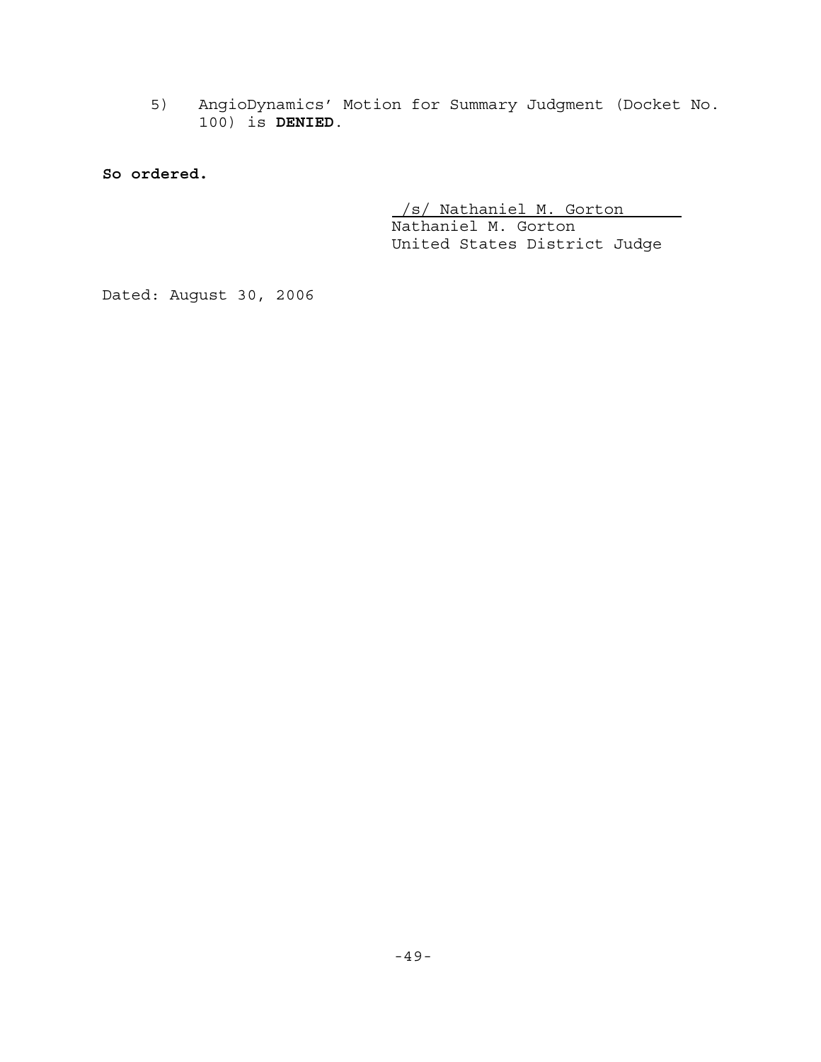5) AngioDynamics' Motion for Summary Judgment (Docket No. 100) is **DENIED**.

**So ordered.**

/s/ Nathaniel M. Gorton
Nathaniel M. Gorton
United States District Judge

Dated: August 30, 2006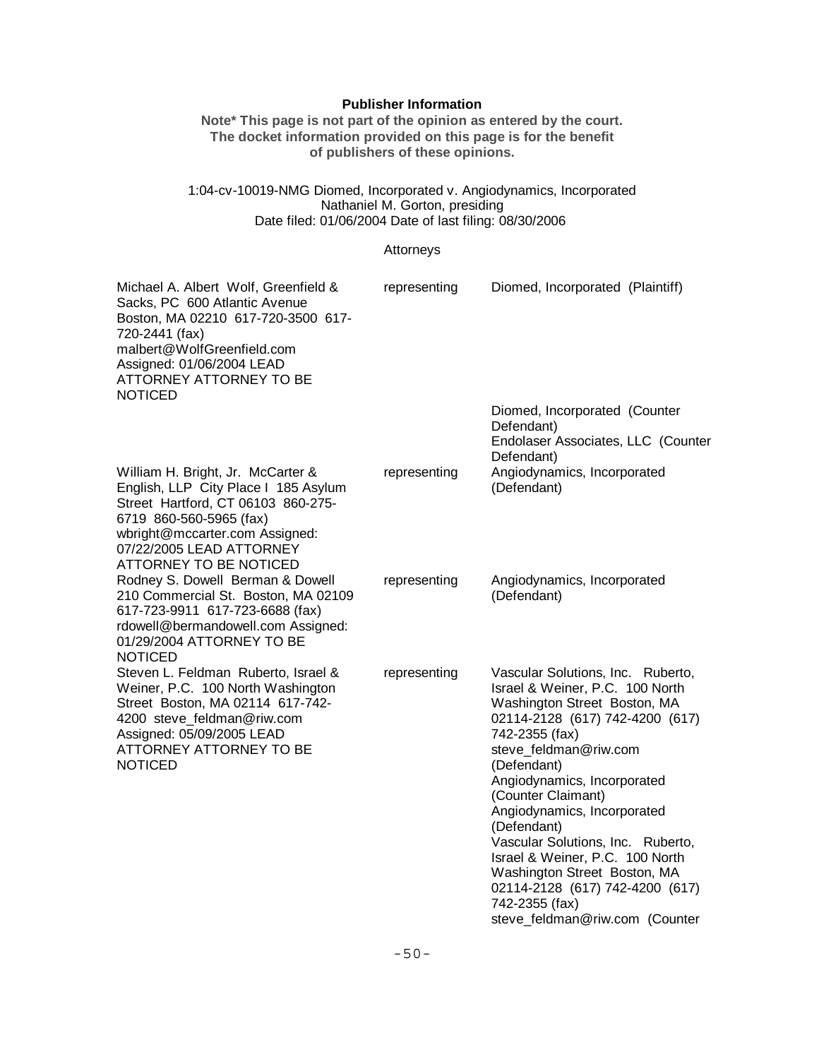**Publisher Information**

**Note* This page is not part of the opinion as entered by the court. The docket information provided on this page is for the benefit of publishers of these opinions.**

1:04-cv-10019-NMG Diomed, Incorporated v. Angiodynamics, Incorporated
Nathaniel M. Gorton, presiding
Date filed: 01/06/2004 Date of last filing: 08/30/2006

Attorneys

| | | |
|---|---|---|
| Michael A. Albert Wolf, Greenfield & Sacks, PC 600 Atlantic Avenue Boston, MA 02210 617-720-3500 617-720-2441 (fax) malbert@WolfGreenfield.com Assigned: 01/06/2004 LEAD ATTORNEY ATTORNEY TO BE NOTICED | representing | Diomed, Incorporated (Plaintiff) |
| | | Diomed, Incorporated (Counter Defendant) Endolaser Associates, LLC (Counter Defendant) |
| William H. Bright, Jr. McCarter & English, LLP City Place I 185 Asylum Street Hartford, CT 06103 860-275-6719 860-560-5965 (fax) wbright@mccarter.com Assigned: 07/22/2005 LEAD ATTORNEY ATTORNEY TO BE NOTICED | representing | Angiodynamics, Incorporated (Defendant) |
| Rodney S. Dowell Berman & Dowell 210 Commercial St. Boston, MA 02109 617-723-9911 617-723-6688 (fax) rdowell@bermandowell.com Assigned: 01/29/2004 ATTORNEY TO BE NOTICED | representing | Angiodynamics, Incorporated (Defendant) |
| Steven L. Feldman Ruberto, Israel & Weiner, P.C. 100 North Washington Street Boston, MA 02114 617-742-4200 steve_feldman@riw.com Assigned: 05/09/2005 LEAD ATTORNEY ATTORNEY TO BE NOTICED | representing | Vascular Solutions, Inc. Ruberto, Israel & Weiner, P.C. 100 North Washington Street Boston, MA 02114-2128 (617) 742-4200 (617) 742-2355 (fax) steve_feldman@riw.com (Defendant) Angiodynamics, Incorporated (Counter Claimant) Angiodynamics, Incorporated (Defendant) Vascular Solutions, Inc. Ruberto, Israel & Weiner, P.C. 100 North Washington Street Boston, MA 02114-2128 (617) 742-4200 (617) 742-2355 (fax) steve_feldman@riw.com (Counter |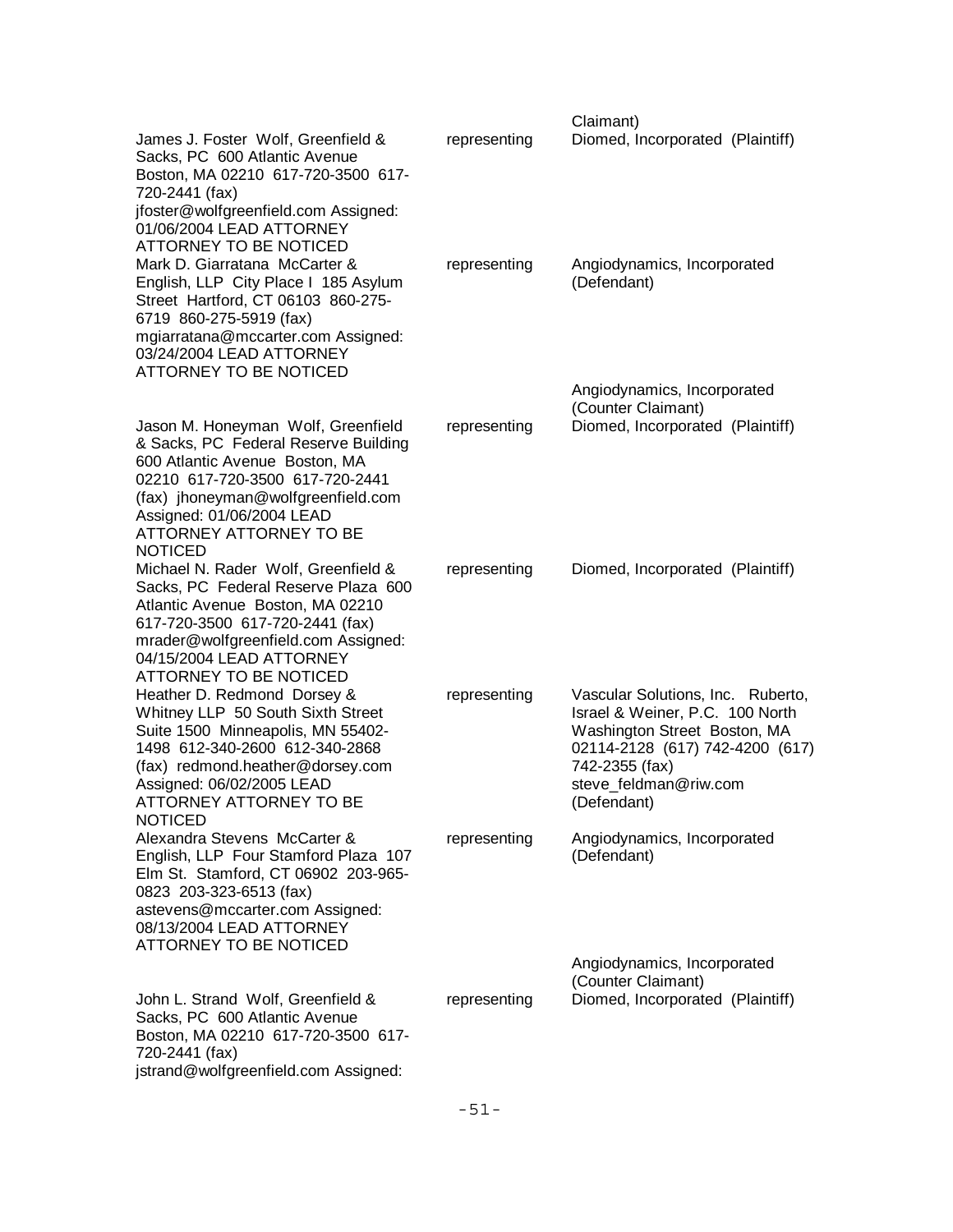| | | |
|---|---|---|
| | | Claimant) |
| James J. Foster Wolf, Greenfield & Sacks, PC 600 Atlantic Avenue Boston, MA 02210 617-720-3500 617-720-2441 (fax) jfoster@wolfgreenfield.com Assigned: 01/06/2004 LEAD ATTORNEY ATTORNEY TO BE NOTICED | representing | Diomed, Incorporated (Plaintiff) |
| Mark D. Giarratana McCarter & English, LLP City Place I 185 Asylum Street Hartford, CT 06103 860-275-6719 860-275-5919 (fax) mgiarratana@mccarter.com Assigned: 03/24/2004 LEAD ATTORNEY ATTORNEY TO BE NOTICED | representing | Angiodynamics, Incorporated (Defendant) |
| | | Angiodynamics, Incorporated (Counter Claimant) |
| Jason M. Honeyman Wolf, Greenfield & Sacks, PC Federal Reserve Building 600 Atlantic Avenue Boston, MA 02210 617-720-3500 617-720-2441 (fax) jhoneyman@wolfgreenfield.com Assigned: 01/06/2004 LEAD ATTORNEY ATTORNEY TO BE NOTICED | representing | Diomed, Incorporated (Plaintiff) |
| Michael N. Rader Wolf, Greenfield & Sacks, PC Federal Reserve Plaza 600 Atlantic Avenue Boston, MA 02210 617-720-3500 617-720-2441 (fax) mrader@wolfgreenfield.com Assigned: 04/15/2004 LEAD ATTORNEY ATTORNEY TO BE NOTICED | representing | Diomed, Incorporated (Plaintiff) |
| Heather D. Redmond Dorsey & Whitney LLP 50 South Sixth Street Suite 1500 Minneapolis, MN 55402-1498 612-340-2600 612-340-2868 (fax) redmond.heather@dorsey.com Assigned: 06/02/2005 LEAD ATTORNEY ATTORNEY TO BE NOTICED | representing | Vascular Solutions, Inc. Ruberto, Israel & Weiner, P.C. 100 North Washington Street Boston, MA 02114-2128 (617) 742-4200 (617) 742-2355 (fax) steve_feldman@riw.com (Defendant) |
| Alexandra Stevens McCarter & English, LLP Four Stamford Plaza 107 Elm St. Stamford, CT 06902 203-965-0823 203-323-6513 (fax) astevens@mccarter.com Assigned: 08/13/2004 LEAD ATTORNEY ATTORNEY TO BE NOTICED | representing | Angiodynamics, Incorporated (Defendant) |
| | | Angiodynamics, Incorporated (Counter Claimant) |
| John L. Strand Wolf, Greenfield & Sacks, PC 600 Atlantic Avenue Boston, MA 02210 617-720-3500 617-720-2441 (fax) jstrand@wolfgreenfield.com Assigned: | representing | Diomed, Incorporated (Plaintiff) |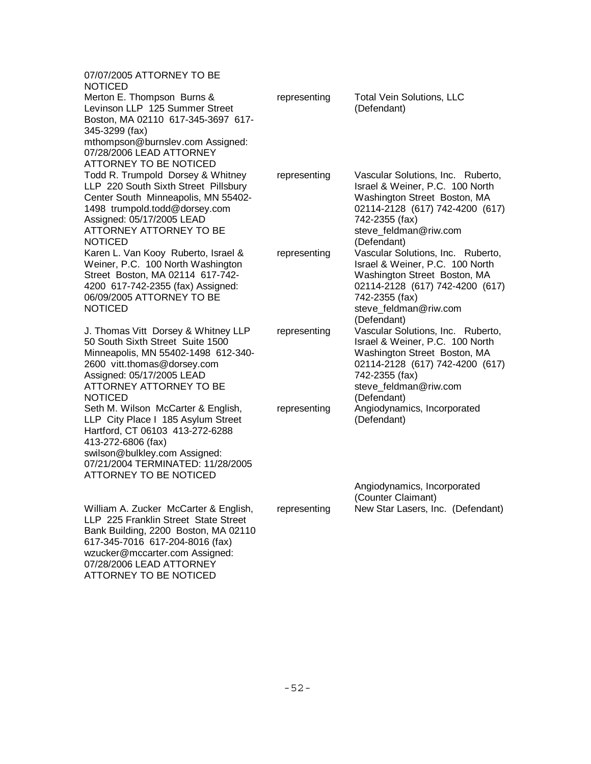| | | |
|---|---|---|
| 07/07/2005 ATTORNEY TO BE NOTICED | | |
| Merton E. Thompson Burns & Levinson LLP 125 Summer Street Boston, MA 02110 617-345-3697 617-345-3299 (fax) mthompson@burnslev.com Assigned: 07/28/2006 LEAD ATTORNEY ATTORNEY TO BE NOTICED | representing | Total Vein Solutions, LLC (Defendant) |
| Todd R. Trumpold Dorsey & Whitney LLP 220 South Sixth Street Pillsbury Center South Minneapolis, MN 55402-1498 trumpold.todd@dorsey.com Assigned: 05/17/2005 LEAD ATTORNEY ATTORNEY TO BE NOTICED | representing | Vascular Solutions, Inc. Ruberto, Israel & Weiner, P.C. 100 North Washington Street Boston, MA 02114-2128 (617) 742-4200 (617) 742-2355 (fax) steve_feldman@riw.com (Defendant) |
| Karen L. Van Kooy Ruberto, Israel & Weiner, P.C. 100 North Washington Street Boston, MA 02114 617-742-4200 617-742-2355 (fax) Assigned: 06/09/2005 ATTORNEY TO BE NOTICED | representing | Vascular Solutions, Inc. Ruberto, Israel & Weiner, P.C. 100 North Washington Street Boston, MA 02114-2128 (617) 742-4200 (617) 742-2355 (fax) steve_feldman@riw.com (Defendant) |
| J. Thomas Vitt Dorsey & Whitney LLP 50 South Sixth Street Suite 1500 Minneapolis, MN 55402-1498 612-340-2600 vitt.thomas@dorsey.com Assigned: 05/17/2005 LEAD ATTORNEY ATTORNEY TO BE NOTICED | representing | Vascular Solutions, Inc. Ruberto, Israel & Weiner, P.C. 100 North Washington Street Boston, MA 02114-2128 (617) 742-4200 (617) 742-2355 (fax) steve_feldman@riw.com (Defendant) |
| Seth M. Wilson McCarter & English, LLP City Place I 185 Asylum Street Hartford, CT 06103 413-272-6288 413-272-6806 (fax) swilson@bulkley.com Assigned: 07/21/2004 TERMINATED: 11/28/2005 ATTORNEY TO BE NOTICED | representing | Angiodynamics, Incorporated (Defendant) |
| | | Angiodynamics, Incorporated (Counter Claimant) |
| William A. Zucker McCarter & English, LLP 225 Franklin Street State Street Bank Building, 2200 Boston, MA 02110 617-345-7016 617-204-8016 (fax) wzucker@mccarter.com Assigned: 07/28/2006 LEAD ATTORNEY ATTORNEY TO BE NOTICED | representing | New Star Lasers, Inc. (Defendant) |